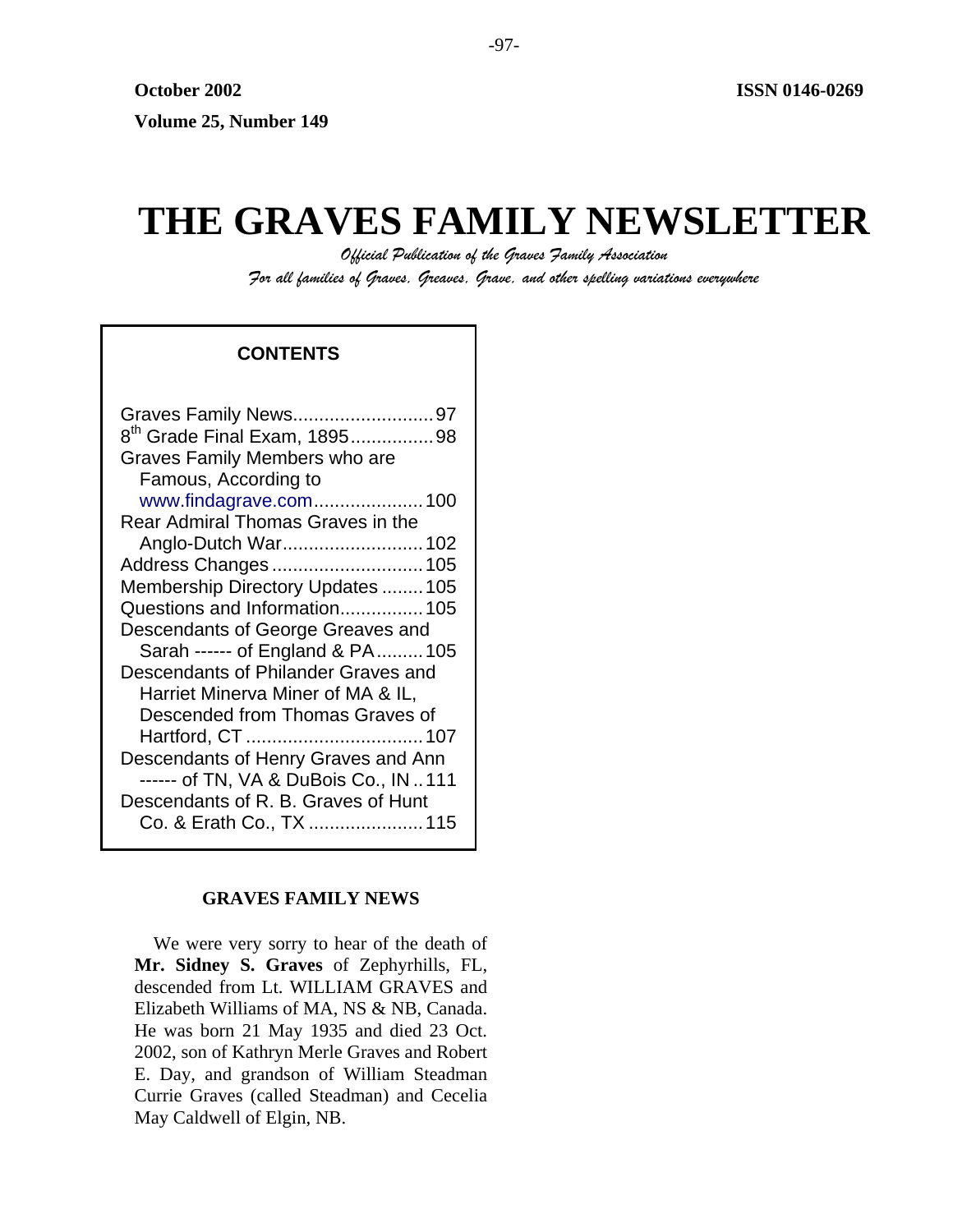October 2002 ISSN 0146-0269

Volume 25, Number 149

# THE GRAVES FAMILY NEWSLETTER

*Official Publication of the Graves Family Association*

*For all families of Graves, Greaves, Grave, and other spelling variations everywhere*

**CONTENTS**

Graves Family News........................... 97
8th Grade Final Exam, 1895................ 98
Graves Family Members who are Famous, According to www.findagrave.com..................... 100
Rear Admiral Thomas Graves in the Anglo-Dutch War........................... 102
Address Changes............................. 105
Membership Directory Updates ........ 105
Questions and Information................ 105
Descendants of George Greaves and Sarah ------ of England & PA......... 105
Descendants of Philander Graves and Harriet Minerva Miner of MA & IL, Descended from Thomas Graves of Hartford, CT .................................. 107
Descendants of Henry Graves and Ann ------ of TN, VA & DuBois Co., IN .. 111
Descendants of R. B. Graves of Hunt Co. & Erath Co., TX ...................... 115

## GRAVES FAMILY NEWS

We were very sorry to hear of the death of **Mr. Sidney S. Graves** of Zephyrhills, FL, descended from Lt. WILLIAM GRAVES and Elizabeth Williams of MA, NS & NB, Canada. He was born 21 May 1935 and died 23 Oct. 2002, son of Kathryn Merle Graves and Robert E. Day, and grandson of William Steadman Currie Graves (called Steadman) and Cecelia May Caldwell of Elgin, NB.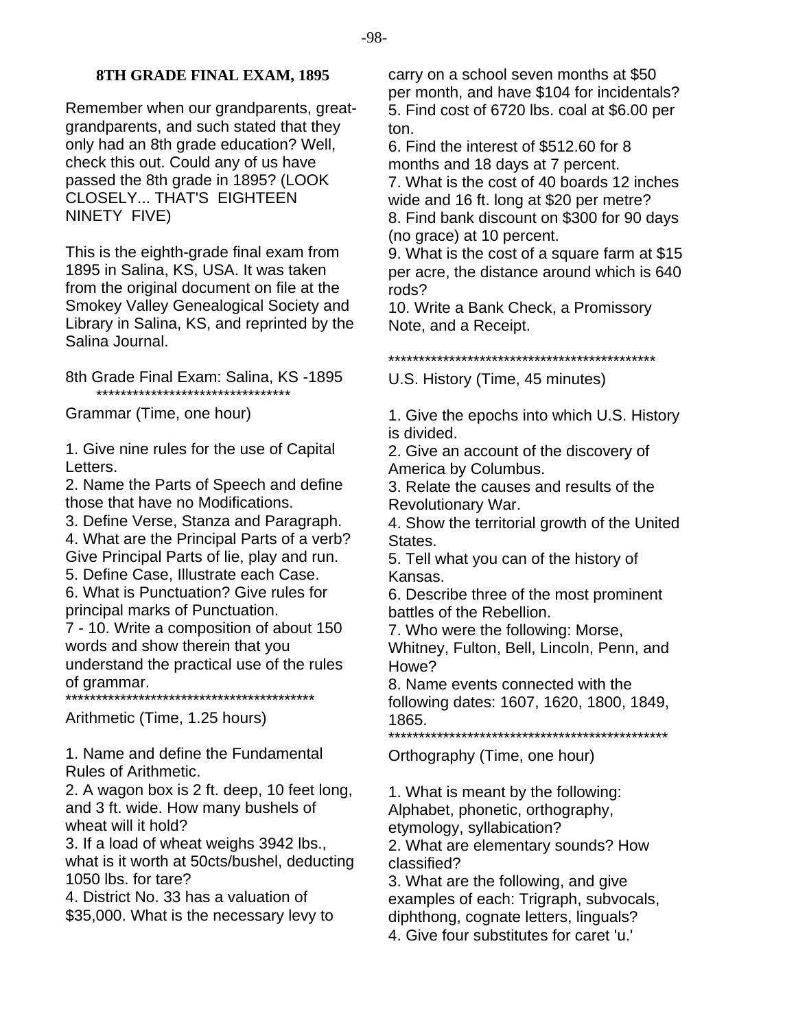## 8TH GRADE FINAL EXAM, 1895

Remember when our grandparents, great-grandparents, and such stated that they only had an 8th grade education? Well, check this out. Could any of us have passed the 8th grade in 1895? (LOOK CLOSELY... THAT'S EIGHTEEN NINETY FIVE)

This is the eighth-grade final exam from 1895 in Salina, KS, USA. It was taken from the original document on file at the Smokey Valley Genealogical Society and Library in Salina, KS, and reprinted by the Salina Journal.

8th Grade Final Exam: Salina, KS -1895

*********************************

Grammar (Time, one hour)

1. Give nine rules for the use of Capital Letters.
2. Name the Parts of Speech and define those that have no Modifications.
3. Define Verse, Stanza and Paragraph.
4. What are the Principal Parts of a verb? Give Principal Parts of lie, play and run.
5. Define Case, Illustrate each Case.
6. What is Punctuation? Give rules for principal marks of Punctuation.

7 - 10. Write a composition of about 150 words and show therein that you understand the practical use of the rules of grammar.

*****************************************

Arithmetic (Time, 1.25 hours)

1. Name and define the Fundamental Rules of Arithmetic.
2. A wagon box is 2 ft. deep, 10 feet long, and 3 ft. wide. How many bushels of wheat will it hold?
3. If a load of wheat weighs 3942 lbs., what is it worth at 50cts/bushel, deducting 1050 lbs. for tare?
4. District No. 33 has a valuation of $35,000. What is the necessary levy to carry on a school seven months at $50 per month, and have $104 for incidentals?
5. Find cost of 6720 lbs. coal at $6.00 per ton.
6. Find the interest of $512.60 for 8 months and 18 days at 7 percent.
7. What is the cost of 40 boards 12 inches wide and 16 ft. long at $20 per metre?
8. Find bank discount on $300 for 90 days (no grace) at 10 percent.
9. What is the cost of a square farm at $15 per acre, the distance around which is 640 rods?
10. Write a Bank Check, a Promissory Note, and a Receipt.

*********************************************

U.S. History (Time, 45 minutes)

1. Give the epochs into which U.S. History is divided.
2. Give an account of the discovery of America by Columbus.
3. Relate the causes and results of the Revolutionary War.
4. Show the territorial growth of the United States.
5. Tell what you can of the history of Kansas.
6. Describe three of the most prominent battles of the Rebellion.
7. Who were the following: Morse, Whitney, Fulton, Bell, Lincoln, Penn, and Howe?
8. Name events connected with the following dates: 1607, 1620, 1800, 1849, 1865.

**********************************************

Orthography (Time, one hour)

1. What is meant by the following: Alphabet, phonetic, orthography, etymology, syllabication?
2. What are elementary sounds? How classified?
3. What are the following, and give examples of each: Trigraph, subvocals, diphthong, cognate letters, linguals?
4. Give four substitutes for caret 'u.'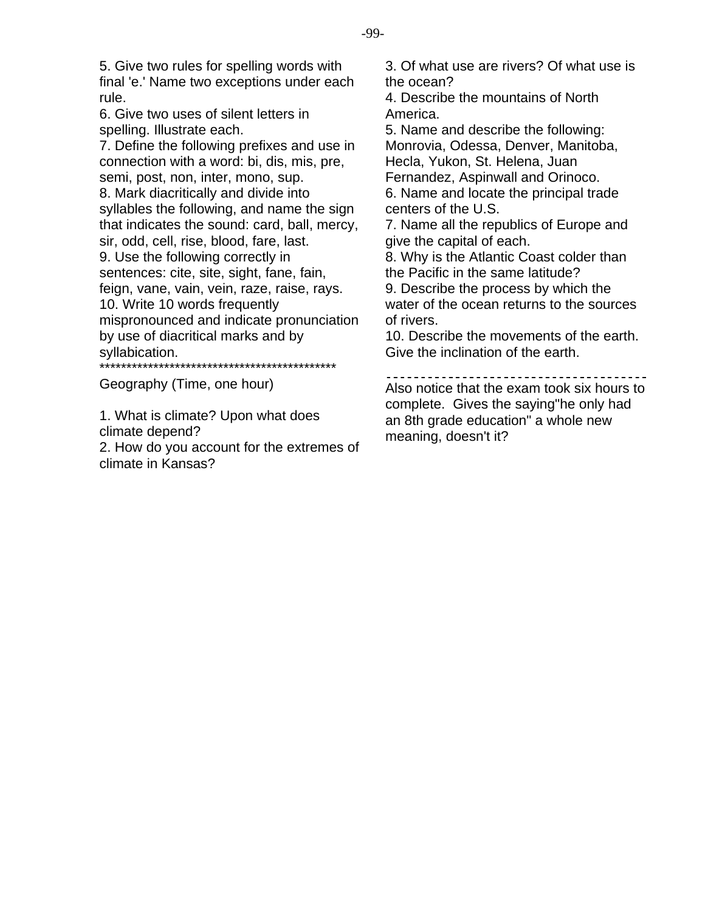5. Give two rules for spelling words with final 'e.' Name two exceptions under each rule.
6. Give two uses of silent letters in spelling. Illustrate each.
7. Define the following prefixes and use in connection with a word: bi, dis, mis, pre, semi, post, non, inter, mono, sup.
8. Mark diacritically and divide into syllables the following, and name the sign that indicates the sound: card, ball, mercy, sir, odd, cell, rise, blood, fare, last.
9. Use the following correctly in sentences: cite, site, sight, fane, fain, feign, vane, vain, vein, raze, raise, rays.
10. Write 10 words frequently mispronounced and indicate pronunciation by use of diacritical marks and by syllabication.

*********************************************

Geography (Time, one hour)

1. What is climate? Upon what does climate depend?
2. How do you account for the extremes of climate in Kansas?
3. Of what use are rivers? Of what use is the ocean?
4. Describe the mountains of North America.
5. Name and describe the following: Monrovia, Odessa, Denver, Manitoba, Hecla, Yukon, St. Helena, Juan Fernandez, Aspinwall and Orinoco.
6. Name and locate the principal trade centers of the U.S.
7. Name all the republics of Europe and give the capital of each.
8. Why is the Atlantic Coast colder than the Pacific in the same latitude?
9. Describe the process by which the water of the ocean returns to the sources of rivers.
10. Describe the movements of the earth. Give the inclination of the earth.

---

Also notice that the exam took six hours to complete. Gives the saying"he only had an 8th grade education" a whole new meaning, doesn't it?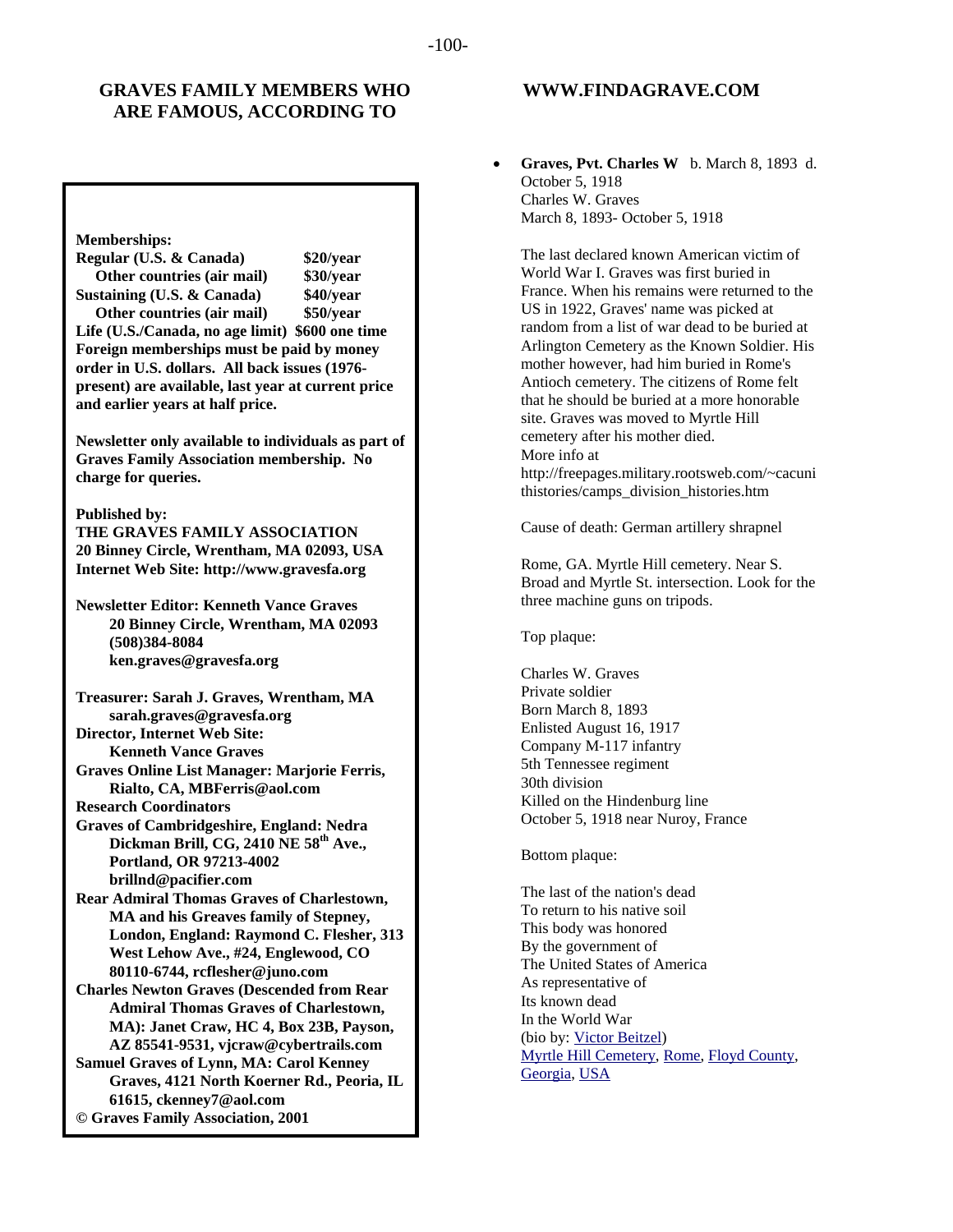## GRAVES FAMILY MEMBERS WHO ARE FAMOUS, ACCORDING TO WWW.FINDAGRAVE.COM

**Memberships:**

| | |
|---|---|
| **Regular (U.S. & Canada)** | **$20/year** |
| **Other countries (air mail)** | **$30/year** |
| **Sustaining (U.S. & Canada)** | **$40/year** |
| **Other countries (air mail)** | **$50/year** |
| **Life (U.S./Canada, no age limit)** | **$600 one time** |

**Foreign memberships must be paid by money order in U.S. dollars. All back issues (1976-present) are available, last year at current price and earlier years at half price.**

**Newsletter only available to individuals as part of Graves Family Association membership. No charge for queries.**

**Published by:**
**THE GRAVES FAMILY ASSOCIATION**
**20 Binney Circle, Wrentham, MA 02093, USA**
**Internet Web Site: http://www.gravesfa.org**

**Newsletter Editor: Kenneth Vance Graves**
**20 Binney Circle, Wrentham, MA 02093**
**(508)384-8084**
**ken.graves@gravesfa.org**

**Treasurer: Sarah J. Graves, Wrentham, MA**
**sarah.graves@gravesfa.org**
**Director, Internet Web Site:**
**Kenneth Vance Graves**
**Graves Online List Manager: Marjorie Ferris, Rialto, CA, MBFerris@aol.com**
**Research Coordinators**
**Graves of Cambridgeshire, England: Nedra Dickman Brill, CG, 2410 NE 58th Ave., Portland, OR 97213-4002**
**brillnd@pacifier.com**
**Rear Admiral Thomas Graves of Charlestown, MA and his Greaves family of Stepney, London, England: Raymond C. Flesher, 313 West Lehow Ave., #24, Englewood, CO 80110-6744, rcflesher@juno.com**
**Charles Newton Graves (Descended from Rear Admiral Thomas Graves of Charlestown, MA): Janet Craw, HC 4, Box 23B, Payson, AZ 85541-9531, vjcraw@cybertrails.com**
**Samuel Graves of Lynn, MA: Carol Kenney Graves, 4121 North Koerner Rd., Peoria, IL 61615, ckenney7@aol.com**
**© Graves Family Association, 2001**

- **Graves, Pvt. Charles W** b. March 8, 1893 d. October 5, 1918
  Charles W. Graves
  March 8, 1893- October 5, 1918

  The last declared known American victim of World War I. Graves was first buried in France. When his remains were returned to the US in 1922, Graves' name was picked at random from a list of war dead to be buried at Arlington Cemetery as the Known Soldier. His mother however, had him buried in Rome's Antioch cemetery. The citizens of Rome felt that he should be buried at a more honorable site. Graves was moved to Myrtle Hill cemetery after his mother died.
  More info at
  http://freepages.military.rootsweb.com/~cacunithistories/camps_division_histories.htm

  Cause of death: German artillery shrapnel

  Rome, GA. Myrtle Hill cemetery. Near S. Broad and Myrtle St. intersection. Look for the three machine guns on tripods.

  Top plaque:

  Charles W. Graves
  Private soldier
  Born March 8, 1893
  Enlisted August 16, 1917
  Company M-117 infantry
  5th Tennessee regiment
  30th division
  Killed on the Hindenburg line
  October 5, 1918 near Nuroy, France

  Bottom plaque:

  The last of the nation's dead
  To return to his native soil
  This body was honored
  By the government of
  The United States of America
  As representative of
  Its known dead
  In the World War
  (bio by: Victor Beitzel)
  Myrtle Hill Cemetery, Rome, Floyd County, Georgia, USA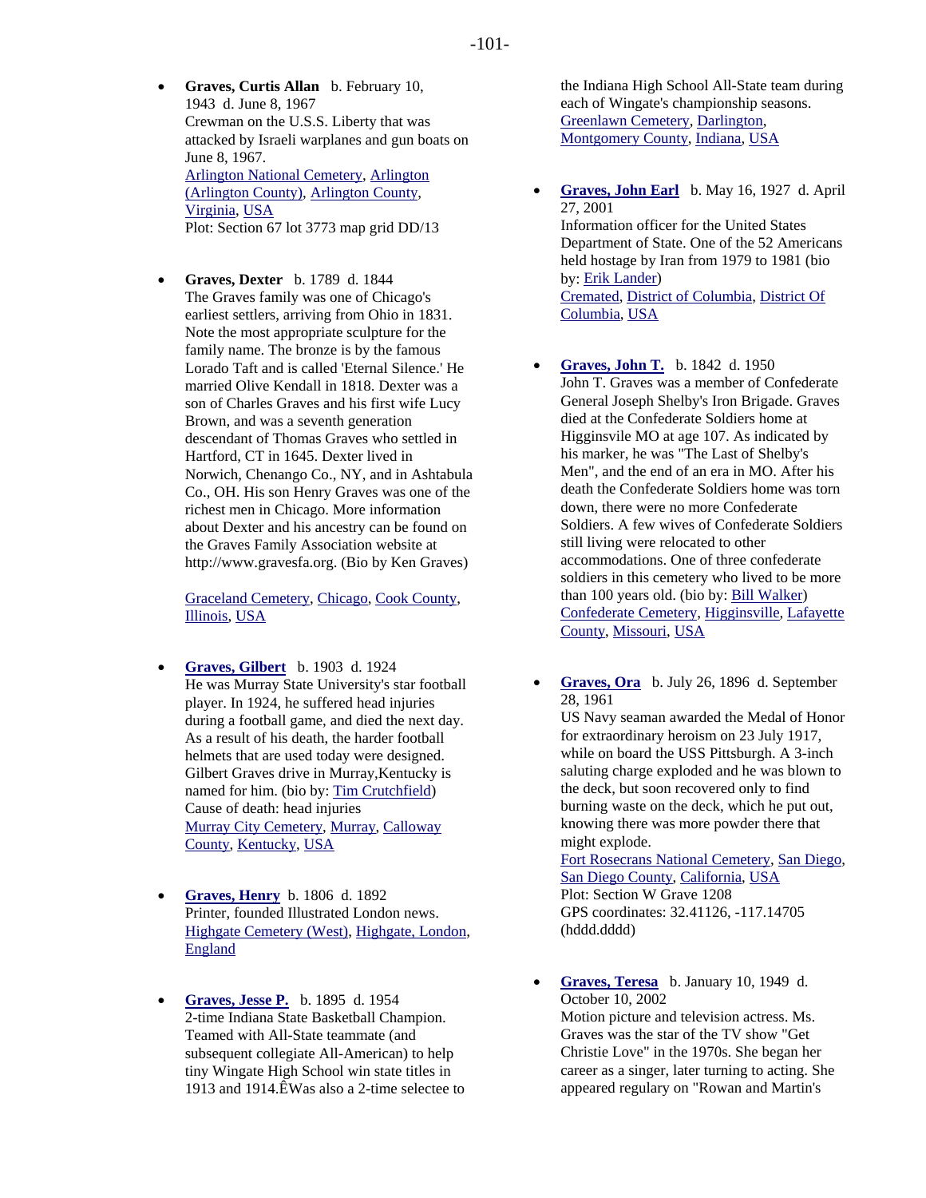- **Graves, Curtis Allan** b. February 10, 1943 d. June 8, 1967
  Crewman on the U.S.S. Liberty that was attacked by Israeli warplanes and gun boats on June 8, 1967.
  Arlington National Cemetery, Arlington (Arlington County), Arlington County, Virginia, USA
  Plot: Section 67 lot 3773 map grid DD/13

- **Graves, Dexter** b. 1789 d. 1844
  The Graves family was one of Chicago's earliest settlers, arriving from Ohio in 1831. Note the most appropriate sculpture for the family name. The bronze is by the famous Lorado Taft and is called 'Eternal Silence.' He married Olive Kendall in 1818. Dexter was a son of Charles Graves and his first wife Lucy Brown, and was a seventh generation descendant of Thomas Graves who settled in Hartford, CT in 1645. Dexter lived in Norwich, Chenango Co., NY, and in Ashtabula Co., OH. His son Henry Graves was one of the richest men in Chicago. More information about Dexter and his ancestry can be found on the Graves Family Association website at http://www.gravesfa.org. (Bio by Ken Graves)

  Graceland Cemetery, Chicago, Cook County, Illinois, USA

- **Graves, Gilbert** b. 1903 d. 1924
  He was Murray State University's star football player. In 1924, he suffered head injuries during a football game, and died the next day. As a result of his death, the harder football helmets that are used today were designed. Gilbert Graves drive in Murray,Kentucky is named for him. (bio by: Tim Crutchfield)
  Cause of death: head injuries
  Murray City Cemetery, Murray, Calloway County, Kentucky, USA

- **Graves, Henry** b. 1806 d. 1892
  Printer, founded Illustrated London news.
  Highgate Cemetery (West), Highgate, London, England

- **Graves, Jesse P.** b. 1895 d. 1954
  2-time Indiana State Basketball Champion. Teamed with All-State teammate (and subsequent collegiate All-American) to help tiny Wingate High School win state titles in 1913 and 1914.ÊWas also a 2-time selectee to the Indiana High School All-State team during each of Wingate's championship seasons.
  Greenlawn Cemetery, Darlington, Montgomery County, Indiana, USA

- **Graves, John Earl** b. May 16, 1927 d. April 27, 2001
  Information officer for the United States Department of State. One of the 52 Americans held hostage by Iran from 1979 to 1981 (bio by: Erik Lander)
  Cremated, District of Columbia, District Of Columbia, USA

- **Graves, John T.** b. 1842 d. 1950
  John T. Graves was a member of Confederate General Joseph Shelby's Iron Brigade. Graves died at the Confederate Soldiers home at Higginsvile MO at age 107. As indicated by his marker, he was "The Last of Shelby's Men", and the end of an era in MO. After his death the Confederate Soldiers home was torn down, there were no more Confederate Soldiers. A few wives of Confederate Soldiers still living were relocated to other accommodations. One of three confederate soldiers in this cemetery who lived to be more than 100 years old. (bio by: Bill Walker)
  Confederate Cemetery, Higginsville, Lafayette County, Missouri, USA

- **Graves, Ora** b. July 26, 1896 d. September 28, 1961
  US Navy seaman awarded the Medal of Honor for extraordinary heroism on 23 July 1917, while on board the USS Pittsburgh. A 3-inch saluting charge exploded and he was blown to the deck, but soon recovered only to find burning waste on the deck, which he put out, knowing there was more powder there that might explode.
  Fort Rosecrans National Cemetery, San Diego, San Diego County, California, USA
  Plot: Section W Grave 1208
  GPS coordinates: 32.41126, -117.14705 (hddd.dddd)

- **Graves, Teresa** b. January 10, 1949 d. October 10, 2002
  Motion picture and television actress. Ms. Graves was the star of the TV show "Get Christie Love" in the 1970s. She began her career as a singer, later turning to acting. She appeared regulary on "Rowan and Martin's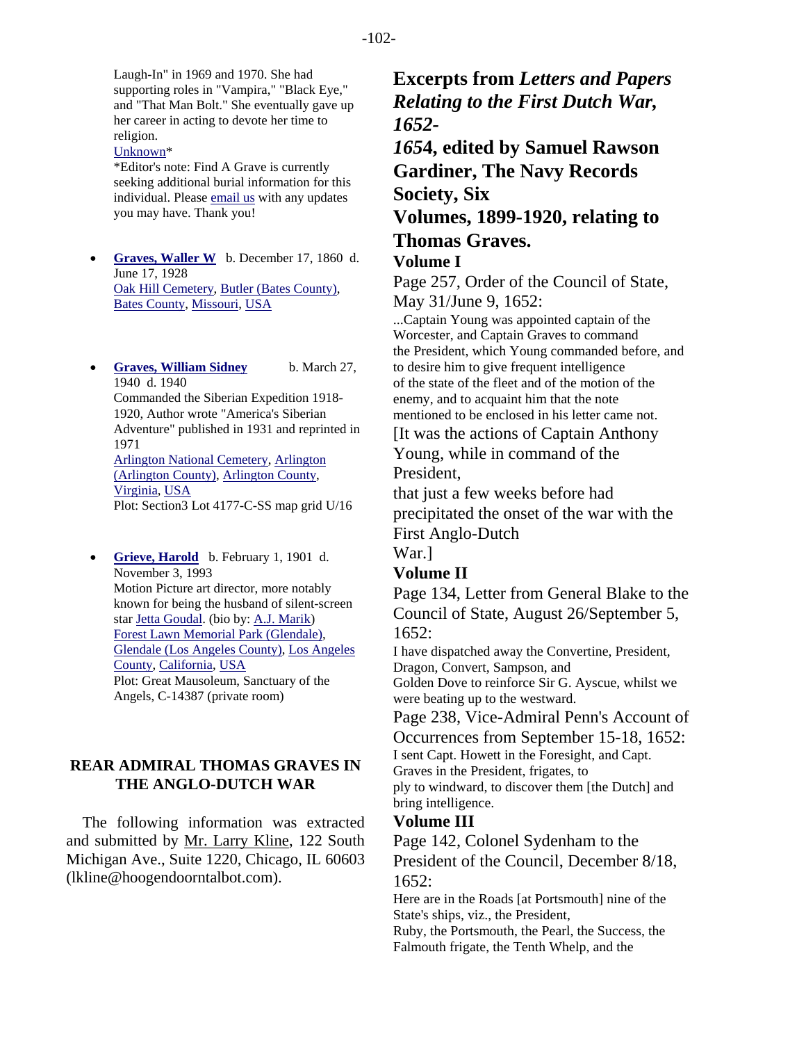Laugh-In" in 1969 and 1970. She had supporting roles in "Vampira," "Black Eye," and "That Man Bolt." She eventually gave up her career in acting to devote her time to religion.
Unknown*
*Editor's note: Find A Grave is currently seeking additional burial information for this individual. Please email us with any updates you may have. Thank you!

- **Graves, Waller W** b. December 17, 1860 d. June 17, 1928
  Oak Hill Cemetery, Butler (Bates County), Bates County, Missouri, USA

- **Graves, William Sidney** b. March 27, 1940 d. 1940
  Commanded the Siberian Expedition 1918-1920, Author wrote "America's Siberian Adventure" published in 1931 and reprinted in 1971
  Arlington National Cemetery, Arlington (Arlington County), Arlington County, Virginia, USA
  Plot: Section3 Lot 4177-C-SS map grid U/16

- **Grieve, Harold** b. February 1, 1901 d. November 3, 1993
  Motion Picture art director, more notably known for being the husband of silent-screen star Jetta Goudal. (bio by: A.J. Marik)
  Forest Lawn Memorial Park (Glendale), Glendale (Los Angeles County), Los Angeles County, California, USA
  Plot: Great Mausoleum, Sanctuary of the Angels, C-14387 (private room)

## REAR ADMIRAL THOMAS GRAVES IN THE ANGLO-DUTCH WAR

The following information was extracted and submitted by Mr. Larry Kline, 122 South Michigan Ave., Suite 1220, Chicago, IL 60603 (lkline@hoogendoorntalbot.com).

## Excerpts from *Letters and Papers Relating to the First Dutch War, 1652-1654*, edited by Samuel Rawson Gardiner, The Navy Records Society, Six Volumes, 1899-1920, relating to Thomas Graves.

### Volume I

Page 257, Order of the Council of State, May 31/June 9, 1652:

...Captain Young was appointed captain of the Worcester, and Captain Graves to command the President, which Young commanded before, and to desire him to give frequent intelligence of the state of the fleet and of the motion of the enemy, and to acquaint him that the note mentioned to be enclosed in his letter came not.

[It was the actions of Captain Anthony Young, while in command of the President, that just a few weeks before had precipitated the onset of the war with the First Anglo-Dutch War.]

### Volume II

Page 134, Letter from General Blake to the Council of State, August 26/September 5, 1652:

I have dispatched away the Convertine, President, Dragon, Convert, Sampson, and Golden Dove to reinforce Sir G. Ayscue, whilst we were beating up to the westward.

Page 238, Vice-Admiral Penn's Account of Occurrences from September 15-18, 1652:

I sent Capt. Howett in the Foresight, and Capt. Graves in the President, frigates, to ply to windward, to discover them [the Dutch] and bring intelligence.

### Volume III

Page 142, Colonel Sydenham to the President of the Council, December 8/18, 1652:

Here are in the Roads [at Portsmouth] nine of the State's ships, viz., the President, Ruby, the Portsmouth, the Pearl, the Success, the Falmouth frigate, the Tenth Whelp, and the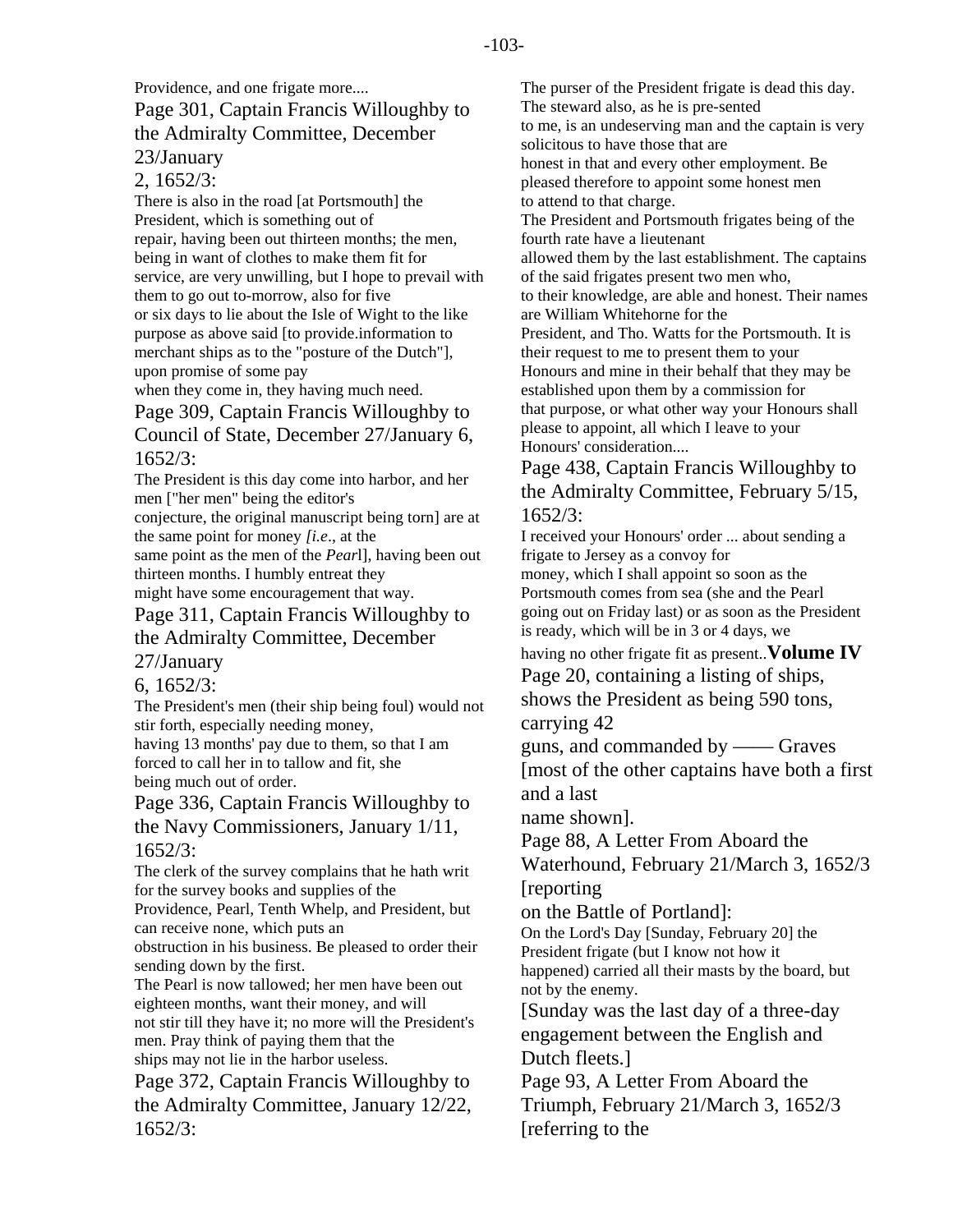Providence, and one frigate more....

Page 301, Captain Francis Willoughby to the Admiralty Committee, December 23/January 2, 1652/3:

There is also in the road [at Portsmouth] the President, which is something out of repair, having been out thirteen months; the men, being in want of clothes to make them fit for service, are very unwilling, but I hope to prevail with them to go out to-morrow, also for five or six days to lie about the Isle of Wight to the like purpose as above said [to provide.information to merchant ships as to the "posture of the Dutch"], upon promise of some pay when they come in, they having much need.

Page 309, Captain Francis Willoughby to Council of State, December 27/January 6, 1652/3:

The President is this day come into harbor, and her men ["her men" being the editor's conjecture, the original manuscript being torn] are at the same point for money *[i.e*., at the same point as the men of the *Pear*l], having been out thirteen months. I humbly entreat they might have some encouragement that way.

Page 311, Captain Francis Willoughby to the Admiralty Committee, December 27/January 6, 1652/3:

The President's men (their ship being foul) would not stir forth, especially needing money, having 13 months' pay due to them, so that I am forced to call her in to tallow and fit, she being much out of order.

Page 336, Captain Francis Willoughby to the Navy Commissioners, January 1/11, 1652/3:

The clerk of the survey complains that he hath writ for the survey books and supplies of the Providence, Pearl, Tenth Whelp, and President, but can receive none, which puts an obstruction in his business. Be pleased to order their sending down by the first.

The Pearl is now tallowed; her men have been out eighteen months, want their money, and will not stir till they have it; no more will the President's men. Pray think of paying them that the ships may not lie in the harbor useless.

Page 372, Captain Francis Willoughby to the Admiralty Committee, January 12/22, 1652/3:

The purser of the President frigate is dead this day. The steward also, as he is pre-sented to me, is an undeserving man and the captain is very solicitous to have those that are honest in that and every other employment. Be pleased therefore to appoint some honest men to attend to that charge.

The President and Portsmouth frigates being of the fourth rate have a lieutenant allowed them by the last establishment. The captains of the said frigates present two men who, to their knowledge, are able and honest. Their names are William Whitehorne for the President, and Tho. Watts for the Portsmouth. It is their request to me to present them to your Honours and mine in their behalf that they may be established upon them by a commission for that purpose, or what other way your Honours shall please to appoint, all which I leave to your Honours' consideration....

Page 438, Captain Francis Willoughby to the Admiralty Committee, February 5/15, 1652/3:

I received your Honours' order ... about sending a frigate to Jersey as a convoy for money, which I shall appoint so soon as the Portsmouth comes from sea (she and the Pearl going out on Friday last) or as soon as the President is ready, which will be in 3 or 4 days, we having no other frigate fit as present..

**Volume IV**

Page 20, containing a listing of ships, shows the President as being 590 tons, carrying 42 guns, and commanded by —— Graves [most of the other captains have both a first and a last name shown].

Page 88, A Letter From Aboard the Waterhound, February 21/March 3, 1652/3 [reporting on the Battle of Portland]:

On the Lord's Day [Sunday, February 20] the President frigate (but I know not how it happened) carried all their masts by the board, but not by the enemy.

[Sunday was the last day of a three-day engagement between the English and Dutch fleets.]

Page 93, A Letter From Aboard the Triumph, February 21/March 3, 1652/3 [referring to the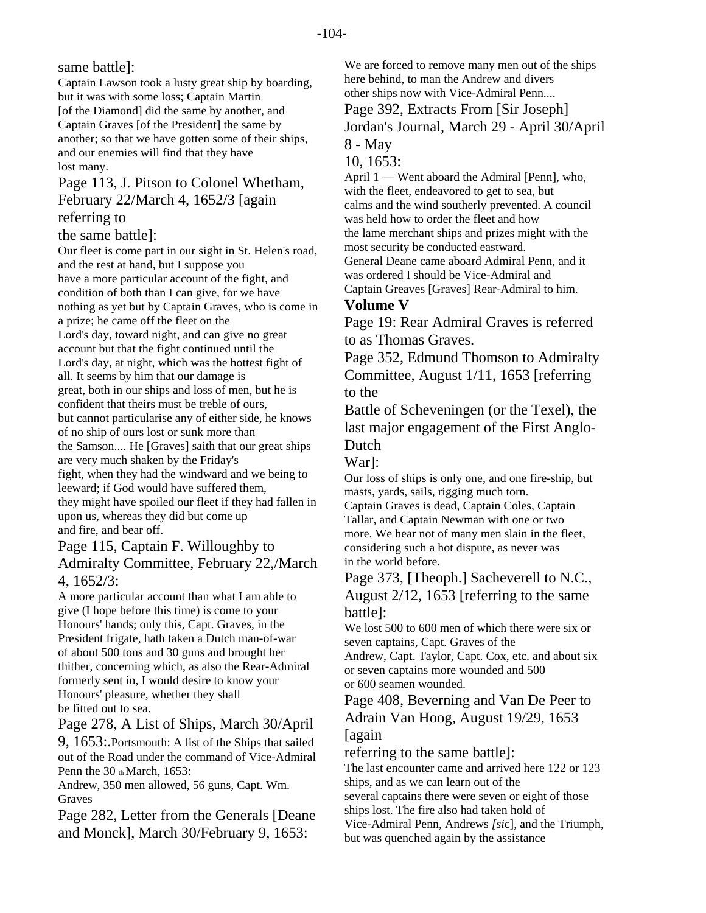same battle]:

Captain Lawson took a lusty great ship by boarding, but it was with some loss; Captain Martin [of the Diamond] did the same by another, and Captain Graves [of the President] the same by another; so that we have gotten some of their ships, and our enemies will find that they have lost many.

Page 113, J. Pitson to Colonel Whetham, February 22/March 4, 1652/3 [again referring to the same battle]:

Our fleet is come part in our sight in St. Helen's road, and the rest at hand, but I suppose you have a more particular account of the fight, and condition of both than I can give, for we have nothing as yet but by Captain Graves, who is come in a prize; he came off the fleet on the Lord's day, toward night, and can give no great account but that the fight continued until the Lord's day, at night, which was the hottest fight of all. It seems by him that our damage is great, both in our ships and loss of men, but he is confident that theirs must be treble of ours, but cannot particularise any of either side, he knows of no ship of ours lost or sunk more than the Samson.... He [Graves] saith that our great ships are very much shaken by the Friday's fight, when they had the windward and we being to leeward; if God would have suffered them, they might have spoiled our fleet if they had fallen in upon us, whereas they did but come up and fire, and bear off.

Page 115, Captain F. Willoughby to Admiralty Committee, February 22,/March 4, 1652/3:

A more particular account than what I am able to give (I hope before this time) is come to your Honours' hands; only this, Capt. Graves, in the President frigate, hath taken a Dutch man-of-war of about 500 tons and 30 guns and brought her thither, concerning which, as also the Rear-Admiral formerly sent in, I would desire to know your Honours' pleasure, whether they shall be fitted out to sea.

Page 278, A List of Ships, March 30/April 9, 1653:.Portsmouth: A list of the Ships that sailed out of the Road under the command of Vice-Admiral Penn the 30 th March, 1653:

Andrew, 350 men allowed, 56 guns, Capt. Wm. Graves

Page 282, Letter from the Generals [Deane and Monck], March 30/February 9, 1653:

We are forced to remove many men out of the ships here behind, to man the Andrew and divers other ships now with Vice-Admiral Penn....

Page 392, Extracts From [Sir Joseph] Jordan's Journal, March 29 - April 30/April 8 - May 10, 1653:

April 1 — Went aboard the Admiral [Penn], who, with the fleet, endeavored to get to sea, but calms and the wind southerly prevented. A council was held how to order the fleet and how the lame merchant ships and prizes might with the most security be conducted eastward. General Deane came aboard Admiral Penn, and it was ordered I should be Vice-Admiral and Captain Greaves [Graves] Rear-Admiral to him.

**Volume V**

Page 19: Rear Admiral Graves is referred to as Thomas Graves.

Page 352, Edmund Thomson to Admiralty Committee, August 1/11, 1653 [referring to the Battle of Scheveningen (or the Texel), the last major engagement of the First Anglo-Dutch War]:

Our loss of ships is only one, and one fire-ship, but masts, yards, sails, rigging much torn. Captain Graves is dead, Captain Coles, Captain Tallar, and Captain Newman with one or two more. We hear not of many men slain in the fleet, considering such a hot dispute, as never was in the world before.

Page 373, [Theoph.] Sacheverell to N.C., August 2/12, 1653 [referring to the same battle]:

We lost 500 to 600 men of which there were six or seven captains, Capt. Graves of the Andrew, Capt. Taylor, Capt. Cox, etc. and about six or seven captains more wounded and 500 or 600 seamen wounded.

Page 408, Beverning and Van De Peer to Adrain Van Hoog, August 19/29, 1653 [again referring to the same battle]:

The last encounter came and arrived here 122 or 123 ships, and as we can learn out of the several captains there were seven or eight of those ships lost. The fire also had taken hold of Vice-Admiral Penn, Andrews *[sic]*, and the Triumph, but was quenched again by the assistance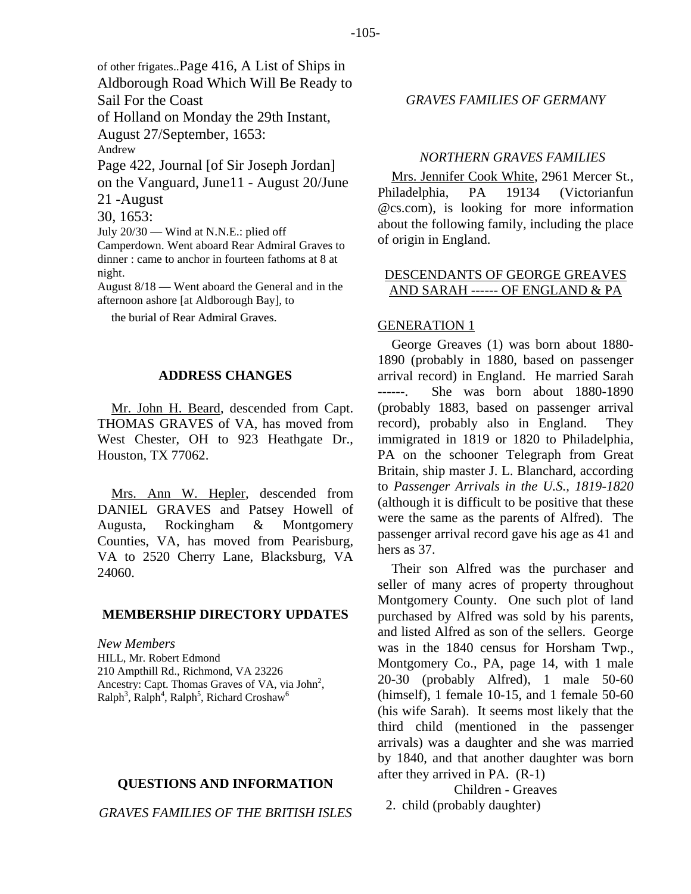of other frigates..Page 416, A List of Ships in Aldborough Road Which Will Be Ready to Sail For the Coast
of Holland on Monday the 29th Instant, August 27/September, 1653:
Andrew
Page 422, Journal [of Sir Joseph Jordan] on the Vanguard, June11 - August 20/June 21 -August
30, 1653:
July 20/30 — Wind at N.N.E.: plied off Camperdown. Went aboard Rear Admiral Graves to dinner : came to anchor in fourteen fathoms at 8 at night.
August 8/18 — Went aboard the General and in the afternoon ashore [at Aldborough Bay], to
the burial of Rear Admiral Graves.

## ADDRESS CHANGES

Mr. John H. Beard, descended from Capt. THOMAS GRAVES of VA, has moved from West Chester, OH to 923 Heathgate Dr., Houston, TX 77062.

Mrs. Ann W. Hepler, descended from DANIEL GRAVES and Patsey Howell of Augusta, Rockingham & Montgomery Counties, VA, has moved from Pearisburg, VA to 2520 Cherry Lane, Blacksburg, VA 24060.

## MEMBERSHIP DIRECTORY UPDATES

*New Members*
HILL, Mr. Robert Edmond
210 Ampthill Rd., Richmond, VA 23226
Ancestry: Capt. Thomas Graves of VA, via John[2], Ralph[3], Ralph[4], Ralph[5], Richard Croshaw[6]

## QUESTIONS AND INFORMATION

*GRAVES FAMILIES OF THE BRITISH ISLES*

*GRAVES FAMILIES OF GERMANY*

*NORTHERN GRAVES FAMILIES*

Mrs. Jennifer Cook White, 2961 Mercer St., Philadelphia, PA 19134 (Victorianfun @cs.com), is looking for more information about the following family, including the place of origin in England.

DESCENDANTS OF GEORGE GREAVES AND SARAH ------ OF ENGLAND & PA

GENERATION 1

George Greaves (1) was born about 1880-1890 (probably in 1880, based on passenger arrival record) in England. He married Sarah ------. She was born about 1880-1890 (probably 1883, based on passenger arrival record), probably also in England. They immigrated in 1819 or 1820 to Philadelphia, PA on the schooner Telegraph from Great Britain, ship master J. L. Blanchard, according to *Passenger Arrivals in the U.S., 1819-1820* (although it is difficult to be positive that these were the same as the parents of Alfred). The passenger arrival record gave his age as 41 and hers as 37.

Their son Alfred was the purchaser and seller of many acres of property throughout Montgomery County. One such plot of land purchased by Alfred was sold by his parents, and listed Alfred as son of the sellers. George was in the 1840 census for Horsham Twp., Montgomery Co., PA, page 14, with 1 male 20-30 (probably Alfred), 1 male 50-60 (himself), 1 female 10-15, and 1 female 50-60 (his wife Sarah). It seems most likely that the third child (mentioned in the passenger arrivals) was a daughter and she was married by 1840, and that another daughter was born after they arrived in PA. (R-1)

Children - Greaves

2. child (probably daughter)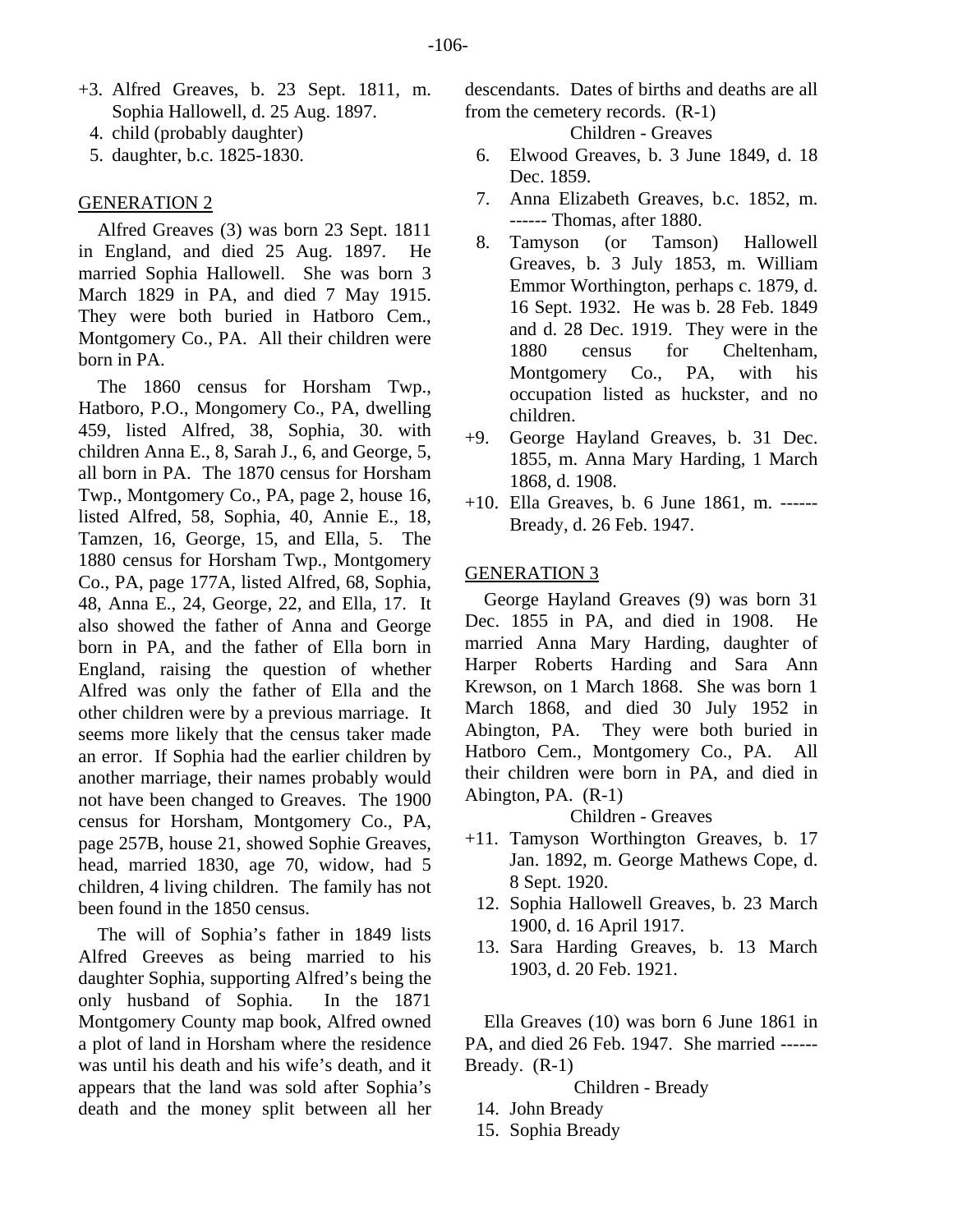+3. Alfred Greaves, b. 23 Sept. 1811, m. Sophia Hallowell, d. 25 Aug. 1897.
4. child (probably daughter)
5. daughter, b.c. 1825-1830.

## GENERATION 2

Alfred Greaves (3) was born 23 Sept. 1811 in England, and died 25 Aug. 1897. He married Sophia Hallowell. She was born 3 March 1829 in PA, and died 7 May 1915. They were both buried in Hatboro Cem., Montgomery Co., PA. All their children were born in PA.

The 1860 census for Horsham Twp., Hatboro, P.O., Mongomery Co., PA, dwelling 459, listed Alfred, 38, Sophia, 30. with children Anna E., 8, Sarah J., 6, and George, 5, all born in PA. The 1870 census for Horsham Twp., Montgomery Co., PA, page 2, house 16, listed Alfred, 58, Sophia, 40, Annie E., 18, Tamzen, 16, George, 15, and Ella, 5. The 1880 census for Horsham Twp., Montgomery Co., PA, page 177A, listed Alfred, 68, Sophia, 48, Anna E., 24, George, 22, and Ella, 17. It also showed the father of Anna and George born in PA, and the father of Ella born in England, raising the question of whether Alfred was only the father of Ella and the other children were by a previous marriage. It seems more likely that the census taker made an error. If Sophia had the earlier children by another marriage, their names probably would not have been changed to Greaves. The 1900 census for Horsham, Montgomery Co., PA, page 257B, house 21, showed Sophie Greaves, head, married 1830, age 70, widow, had 5 children, 4 living children. The family has not been found in the 1850 census.

The will of Sophia's father in 1849 lists Alfred Greeves as being married to his daughter Sophia, supporting Alfred's being the only husband of Sophia. In the 1871 Montgomery County map book, Alfred owned a plot of land in Horsham where the residence was until his death and his wife's death, and it appears that the land was sold after Sophia's death and the money split between all her descendants. Dates of births and deaths are all from the cemetery records. (R-1)

Children - Greaves

6. Elwood Greaves, b. 3 June 1849, d. 18 Dec. 1859.
7. Anna Elizabeth Greaves, b.c. 1852, m. ------ Thomas, after 1880.
8. Tamyson (or Tamson) Hallowell Greaves, b. 3 July 1853, m. William Emmor Worthington, perhaps c. 1879, d. 16 Sept. 1932. He was b. 28 Feb. 1849 and d. 28 Dec. 1919. They were in the 1880 census for Cheltenham, Montgomery Co., PA, with his occupation listed as huckster, and no children.

+9. George Hayland Greaves, b. 31 Dec. 1855, m. Anna Mary Harding, 1 March 1868, d. 1908.
+10. Ella Greaves, b. 6 June 1861, m. ------ Bready, d. 26 Feb. 1947.

## GENERATION 3

George Hayland Greaves (9) was born 31 Dec. 1855 in PA, and died in 1908. He married Anna Mary Harding, daughter of Harper Roberts Harding and Sara Ann Krewson, on 1 March 1868. She was born 1 March 1868, and died 30 July 1952 in Abington, PA. They were both buried in Hatboro Cem., Montgomery Co., PA. All their children were born in PA, and died in Abington, PA. (R-1)

Children - Greaves

+11. Tamyson Worthington Greaves, b. 17 Jan. 1892, m. George Mathews Cope, d. 8 Sept. 1920.
12. Sophia Hallowell Greaves, b. 23 March 1900, d. 16 April 1917.
13. Sara Harding Greaves, b. 13 March 1903, d. 20 Feb. 1921.

Ella Greaves (10) was born 6 June 1861 in PA, and died 26 Feb. 1947. She married ------ Bready. (R-1)

Children - Bready

14. John Bready
15. Sophia Bready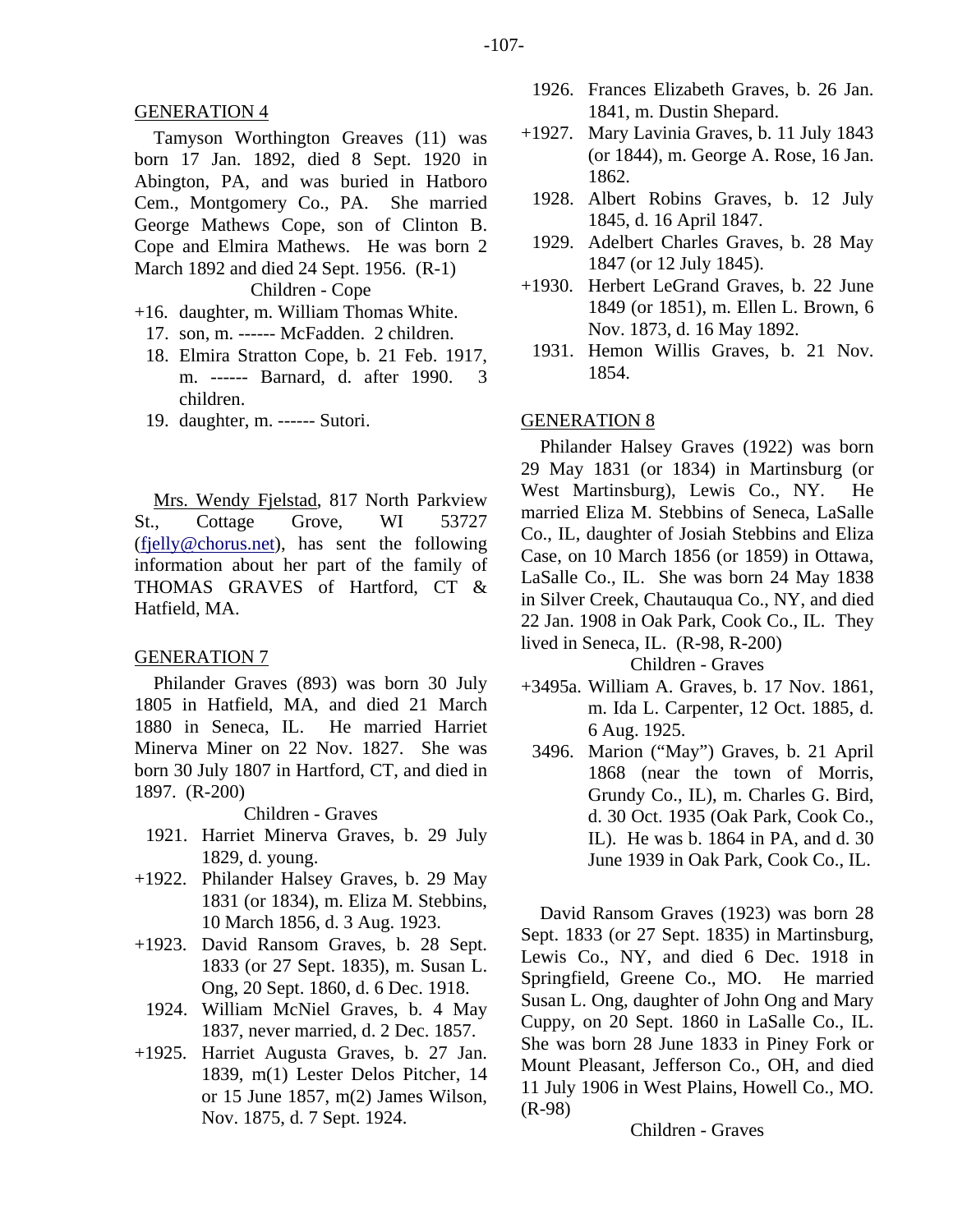## GENERATION 4

Tamyson Worthington Greaves (11) was born 17 Jan. 1892, died 8 Sept. 1920 in Abington, PA, and was buried in Hatboro Cem., Montgomery Co., PA. She married George Mathews Cope, son of Clinton B. Cope and Elmira Mathews. He was born 2 March 1892 and died 24 Sept. 1956. (R-1)

Children - Cope

+16. daughter, m. William Thomas White.
17. son, m. ------ McFadden. 2 children.
18. Elmira Stratton Cope, b. 21 Feb. 1917, m. ------ Barnard, d. after 1990. 3 children.
19. daughter, m. ------ Sutori.

Mrs. Wendy Fjelstad, 817 North Parkview St., Cottage Grove, WI 53727 (fjelly@chorus.net), has sent the following information about her part of the family of THOMAS GRAVES of Hartford, CT & Hatfield, MA.

## GENERATION 7

Philander Graves (893) was born 30 July 1805 in Hatfield, MA, and died 21 March 1880 in Seneca, IL. He married Harriet Minerva Miner on 22 Nov. 1827. She was born 30 July 1807 in Hartford, CT, and died in 1897. (R-200)

Children - Graves

1921. Harriet Minerva Graves, b. 29 July 1829, d. young.
+1922. Philander Halsey Graves, b. 29 May 1831 (or 1834), m. Eliza M. Stebbins, 10 March 1856, d. 3 Aug. 1923.
+1923. David Ransom Graves, b. 28 Sept. 1833 (or 27 Sept. 1835), m. Susan L. Ong, 20 Sept. 1860, d. 6 Dec. 1918.
1924. William McNiel Graves, b. 4 May 1837, never married, d. 2 Dec. 1857.
+1925. Harriet Augusta Graves, b. 27 Jan. 1839, m(1) Lester Delos Pitcher, 14 or 15 June 1857, m(2) James Wilson, Nov. 1875, d. 7 Sept. 1924.
1926. Frances Elizabeth Graves, b. 26 Jan. 1841, m. Dustin Shepard.
+1927. Mary Lavinia Graves, b. 11 July 1843 (or 1844), m. George A. Rose, 16 Jan. 1862.
1928. Albert Robins Graves, b. 12 July 1845, d. 16 April 1847.
1929. Adelbert Charles Graves, b. 28 May 1847 (or 12 July 1845).
+1930. Herbert LeGrand Graves, b. 22 June 1849 (or 1851), m. Ellen L. Brown, 6 Nov. 1873, d. 16 May 1892.
1931. Hemon Willis Graves, b. 21 Nov. 1854.

## GENERATION 8

Philander Halsey Graves (1922) was born 29 May 1831 (or 1834) in Martinsburg (or West Martinsburg), Lewis Co., NY. He married Eliza M. Stebbins of Seneca, LaSalle Co., IL, daughter of Josiah Stebbins and Eliza Case, on 10 March 1856 (or 1859) in Ottawa, LaSalle Co., IL. She was born 24 May 1838 in Silver Creek, Chautauqua Co., NY, and died 22 Jan. 1908 in Oak Park, Cook Co., IL. They lived in Seneca, IL. (R-98, R-200)

Children - Graves

+3495a. William A. Graves, b. 17 Nov. 1861, m. Ida L. Carpenter, 12 Oct. 1885, d. 6 Aug. 1925.
3496. Marion ("May") Graves, b. 21 April 1868 (near the town of Morris, Grundy Co., IL), m. Charles G. Bird, d. 30 Oct. 1935 (Oak Park, Cook Co., IL). He was b. 1864 in PA, and d. 30 June 1939 in Oak Park, Cook Co., IL.

David Ransom Graves (1923) was born 28 Sept. 1833 (or 27 Sept. 1835) in Martinsburg, Lewis Co., NY, and died 6 Dec. 1918 in Springfield, Greene Co., MO. He married Susan L. Ong, daughter of John Ong and Mary Cuppy, on 20 Sept. 1860 in LaSalle Co., IL. She was born 28 June 1833 in Piney Fork or Mount Pleasant, Jefferson Co., OH, and died 11 July 1906 in West Plains, Howell Co., MO. (R-98)

Children - Graves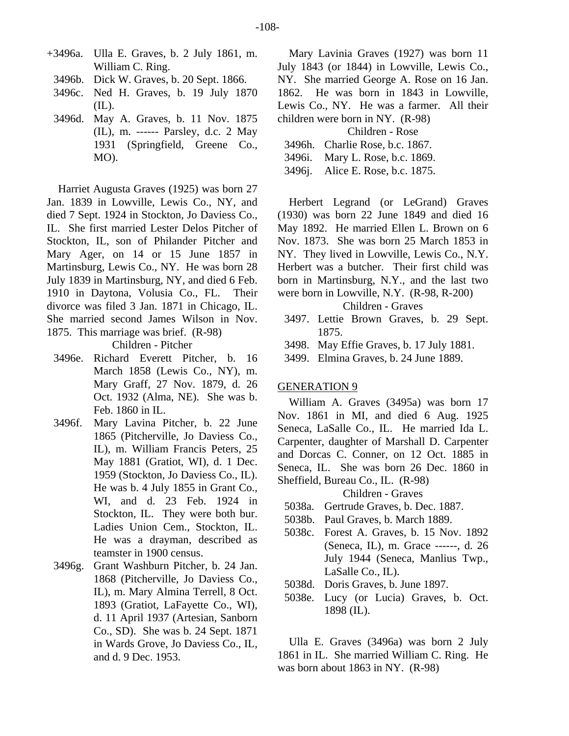+3496a. Ulla E. Graves, b. 2 July 1861, m. William C. Ring.
3496b. Dick W. Graves, b. 20 Sept. 1866.
3496c. Ned H. Graves, b. 19 July 1870 (IL).
3496d. May A. Graves, b. 11 Nov. 1875 (IL), m. ------ Parsley, d.c. 2 May 1931 (Springfield, Greene Co., MO).

Harriet Augusta Graves (1925) was born 27 Jan. 1839 in Lowville, Lewis Co., NY, and died 7 Sept. 1924 in Stockton, Jo Daviess Co., IL. She first married Lester Delos Pitcher of Stockton, IL, son of Philander Pitcher and Mary Ager, on 14 or 15 June 1857 in Martinsburg, Lewis Co., NY. He was born 28 July 1839 in Martinsburg, NY, and died 6 Feb. 1910 in Daytona, Volusia Co., FL. Their divorce was filed 3 Jan. 1871 in Chicago, IL. She married second James Wilson in Nov. 1875. This marriage was brief. (R-98)

Children - Pitcher

3496e. Richard Everett Pitcher, b. 16 March 1858 (Lewis Co., NY), m. Mary Graff, 27 Nov. 1879, d. 26 Oct. 1932 (Alma, NE). She was b. Feb. 1860 in IL.
3496f. Mary Lavina Pitcher, b. 22 June 1865 (Pitcherville, Jo Daviess Co., IL), m. William Francis Peters, 25 May 1881 (Gratiot, WI), d. 1 Dec. 1959 (Stockton, Jo Daviess Co., IL). He was b. 4 July 1855 in Grant Co., WI, and d. 23 Feb. 1924 in Stockton, IL. They were both bur. Ladies Union Cem., Stockton, IL. He was a drayman, described as teamster in 1900 census.
3496g. Grant Washburn Pitcher, b. 24 Jan. 1868 (Pitcherville, Jo Daviess Co., IL), m. Mary Almina Terrell, 8 Oct. 1893 (Gratiot, LaFayette Co., WI), d. 11 April 1937 (Artesian, Sanborn Co., SD). She was b. 24 Sept. 1871 in Wards Grove, Jo Daviess Co., IL, and d. 9 Dec. 1953.

Mary Lavinia Graves (1927) was born 11 July 1843 (or 1844) in Lowville, Lewis Co., NY. She married George A. Rose on 16 Jan. 1862. He was born in 1843 in Lowville, Lewis Co., NY. He was a farmer. All their children were born in NY. (R-98)

Children - Rose

3496h. Charlie Rose, b.c. 1867.
3496i. Mary L. Rose, b.c. 1869.
3496j. Alice E. Rose, b.c. 1875.

Herbert Legrand (or LeGrand) Graves (1930) was born 22 June 1849 and died 16 May 1892. He married Ellen L. Brown on 6 Nov. 1873. She was born 25 March 1853 in NY. They lived in Lowville, Lewis Co., N.Y. Herbert was a butcher. Their first child was born in Martinsburg, N.Y., and the last two were born in Lowville, N.Y. (R-98, R-200)

Children - Graves

3497. Lettie Brown Graves, b. 29 Sept. 1875.
3498. May Effie Graves, b. 17 July 1881.
3499. Elmina Graves, b. 24 June 1889.

## GENERATION 9

William A. Graves (3495a) was born 17 Nov. 1861 in MI, and died 6 Aug. 1925 Seneca, LaSalle Co., IL. He married Ida L. Carpenter, daughter of Marshall D. Carpenter and Dorcas C. Conner, on 12 Oct. 1885 in Seneca, IL. She was born 26 Dec. 1860 in Sheffield, Bureau Co., IL. (R-98)

Children - Graves

5038a. Gertrude Graves, b. Dec. 1887.
5038b. Paul Graves, b. March 1889.
5038c. Forest A. Graves, b. 15 Nov. 1892 (Seneca, IL), m. Grace ------, d. 26 July 1944 (Seneca, Manlius Twp., LaSalle Co., IL).
5038d. Doris Graves, b. June 1897.
5038e. Lucy (or Lucia) Graves, b. Oct. 1898 (IL).

Ulla E. Graves (3496a) was born 2 July 1861 in IL. She married William C. Ring. He was born about 1863 in NY. (R-98)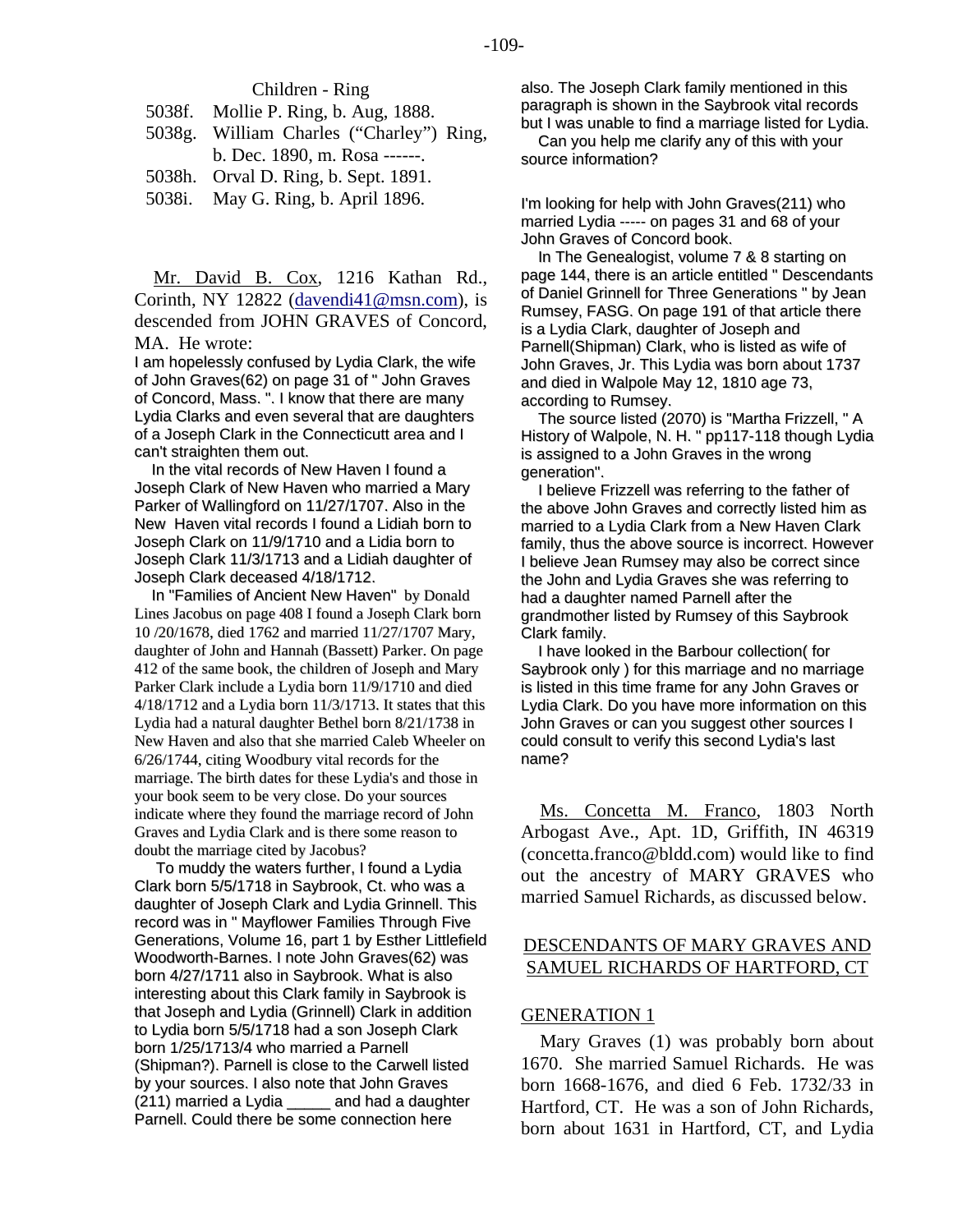Children - Ring

5038f. Mollie P. Ring, b. Aug, 1888.

5038g. William Charles ("Charley") Ring, b. Dec. 1890, m. Rosa ------.

5038h. Orval D. Ring, b. Sept. 1891.

5038i. May G. Ring, b. April 1896.

Mr. David B. Cox, 1216 Kathan Rd., Corinth, NY 12822 (davendi41@msn.com), is descended from JOHN GRAVES of Concord, MA. He wrote:

I am hopelessly confused by Lydia Clark, the wife of John Graves(62) on page 31 of " John Graves of Concord, Mass. ". I know that there are many Lydia Clarks and even several that are daughters of a Joseph Clark in the Connecticutt area and I can't straighten them out.

In the vital records of New Haven I found a Joseph Clark of New Haven who married a Mary Parker of Wallingford on 11/27/1707. Also in the New Haven vital records I found a Lidiah born to Joseph Clark on 11/9/1710 and a Lidia born to Joseph Clark 11/3/1713 and a Lidiah daughter of Joseph Clark deceased 4/18/1712.

In "Families of Ancient New Haven" by Donald Lines Jacobus on page 408 I found a Joseph Clark born 10 /20/1678, died 1762 and married 11/27/1707 Mary, daughter of John and Hannah (Bassett) Parker. On page 412 of the same book, the children of Joseph and Mary Parker Clark include a Lydia born 11/9/1710 and died 4/18/1712 and a Lydia born 11/3/1713. It states that this Lydia had a natural daughter Bethel born 8/21/1738 in New Haven and also that she married Caleb Wheeler on 6/26/1744, citing Woodbury vital records for the marriage. The birth dates for these Lydia's and those in your book seem to be very close. Do your sources indicate where they found the marriage record of John Graves and Lydia Clark and is there some reason to doubt the marriage cited by Jacobus?

To muddy the waters further, I found a Lydia Clark born 5/5/1718 in Saybrook, Ct. who was a daughter of Joseph Clark and Lydia Grinnell. This record was in " Mayflower Families Through Five Generations, Volume 16, part 1 by Esther Littlefield Woodworth-Barnes. I note John Graves(62) was born 4/27/1711 also in Saybrook. What is also interesting about this Clark family in Saybrook is that Joseph and Lydia (Grinnell) Clark in addition to Lydia born 5/5/1718 had a son Joseph Clark born 1/25/1713/4 who married a Parnell (Shipman?). Parnell is close to the Carwell listed by your sources. I also note that John Graves (211) married a Lydia _____ and had a daughter Parnell. Could there be some connection here also. The Joseph Clark family mentioned in this paragraph is shown in the Saybrook vital records but I was unable to find a marriage listed for Lydia.

Can you help me clarify any of this with your source information?

I'm looking for help with John Graves(211) who married Lydia ----- on pages 31 and 68 of your John Graves of Concord book.

In The Genealogist, volume 7 & 8 starting on page 144, there is an article entitled " Descendants of Daniel Grinnell for Three Generations " by Jean Rumsey, FASG. On page 191 of that article there is a Lydia Clark, daughter of Joseph and Parnell(Shipman) Clark, who is listed as wife of John Graves, Jr. This Lydia was born about 1737 and died in Walpole May 12, 1810 age 73, according to Rumsey.

The source listed (2070) is "Martha Frizzell, " A History of Walpole, N. H. " pp117-118 though Lydia is assigned to a John Graves in the wrong generation".

I believe Frizzell was referring to the father of the above John Graves and correctly listed him as married to a Lydia Clark from a New Haven Clark family, thus the above source is incorrect. However I believe Jean Rumsey may also be correct since the John and Lydia Graves she was referring to had a daughter named Parnell after the grandmother listed by Rumsey of this Saybrook Clark family.

I have looked in the Barbour collection( for Saybrook only ) for this marriage and no marriage is listed in this time frame for any John Graves or Lydia Clark. Do you have more information on this John Graves or can you suggest other sources I could consult to verify this second Lydia's last name?

Ms. Concetta M. Franco, 1803 North Arbogast Ave., Apt. 1D, Griffith, IN 46319 (concetta.franco@bldd.com) would like to find out the ancestry of MARY GRAVES who married Samuel Richards, as discussed below.

## DESCENDANTS OF MARY GRAVES AND SAMUEL RICHARDS OF HARTFORD, CT

### GENERATION 1

Mary Graves (1) was probably born about 1670. She married Samuel Richards. He was born 1668-1676, and died 6 Feb. 1732/33 in Hartford, CT. He was a son of John Richards, born about 1631 in Hartford, CT, and Lydia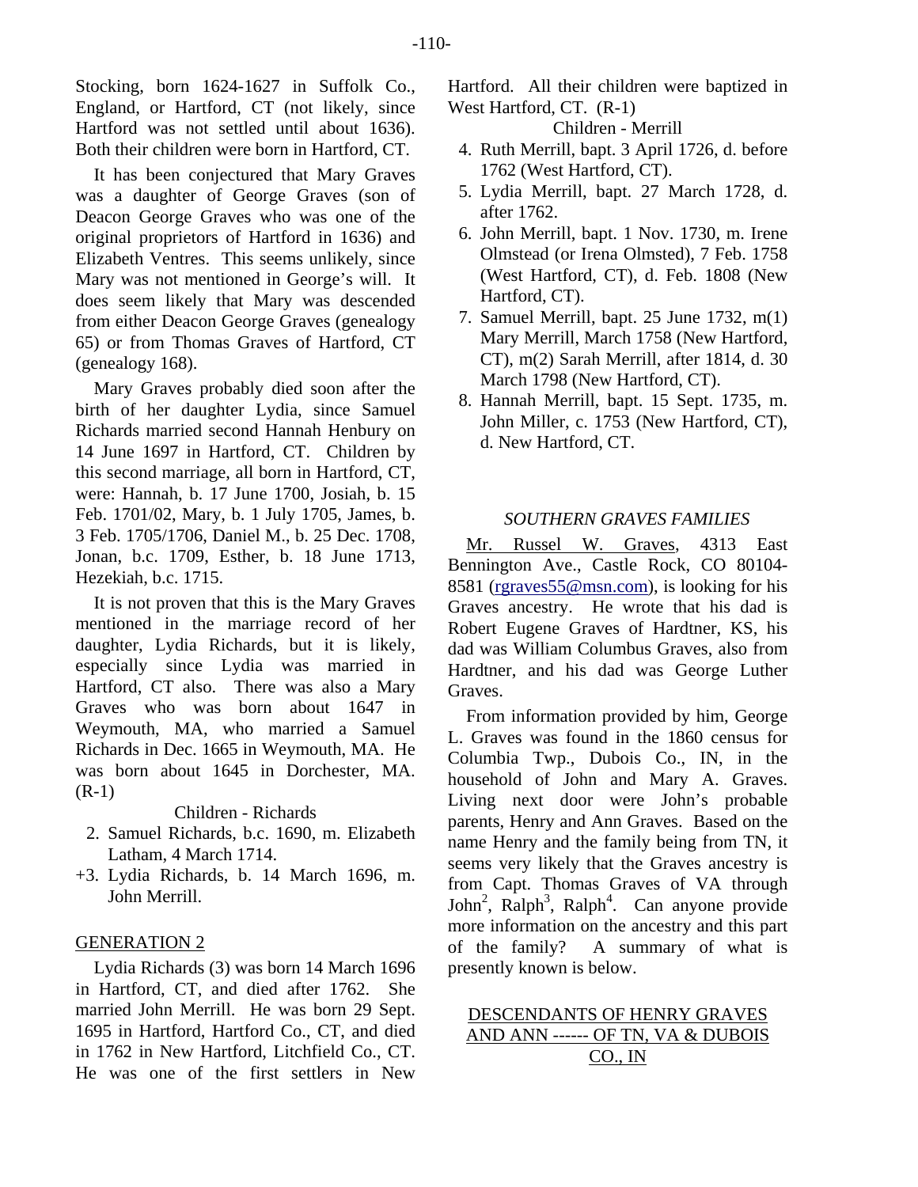Stocking, born 1624-1627 in Suffolk Co., England, or Hartford, CT (not likely, since Hartford was not settled until about 1636). Both their children were born in Hartford, CT.

It has been conjectured that Mary Graves was a daughter of George Graves (son of Deacon George Graves who was one of the original proprietors of Hartford in 1636) and Elizabeth Ventres. This seems unlikely, since Mary was not mentioned in George's will. It does seem likely that Mary was descended from either Deacon George Graves (genealogy 65) or from Thomas Graves of Hartford, CT (genealogy 168).

Mary Graves probably died soon after the birth of her daughter Lydia, since Samuel Richards married second Hannah Henbury on 14 June 1697 in Hartford, CT. Children by this second marriage, all born in Hartford, CT, were: Hannah, b. 17 June 1700, Josiah, b. 15 Feb. 1701/02, Mary, b. 1 July 1705, James, b. 3 Feb. 1705/1706, Daniel M., b. 25 Dec. 1708, Jonan, b.c. 1709, Esther, b. 18 June 1713, Hezekiah, b.c. 1715.

It is not proven that this is the Mary Graves mentioned in the marriage record of her daughter, Lydia Richards, but it is likely, especially since Lydia was married in Hartford, CT also. There was also a Mary Graves who was born about 1647 in Weymouth, MA, who married a Samuel Richards in Dec. 1665 in Weymouth, MA. He was born about 1645 in Dorchester, MA. (R-1)

Children - Richards

2. Samuel Richards, b.c. 1690, m. Elizabeth Latham, 4 March 1714.
+3. Lydia Richards, b. 14 March 1696, m. John Merrill.

GENERATION 2

Lydia Richards (3) was born 14 March 1696 in Hartford, CT, and died after 1762. She married John Merrill. He was born 29 Sept. 1695 in Hartford, Hartford Co., CT, and died in 1762 in New Hartford, Litchfield Co., CT. He was one of the first settlers in New Hartford. All their children were baptized in West Hartford, CT. (R-1)

Children - Merrill

4. Ruth Merrill, bapt. 3 April 1726, d. before 1762 (West Hartford, CT).
5. Lydia Merrill, bapt. 27 March 1728, d. after 1762.
6. John Merrill, bapt. 1 Nov. 1730, m. Irene Olmstead (or Irena Olmsted), 7 Feb. 1758 (West Hartford, CT), d. Feb. 1808 (New Hartford, CT).
7. Samuel Merrill, bapt. 25 June 1732, m(1) Mary Merrill, March 1758 (New Hartford, CT), m(2) Sarah Merrill, after 1814, d. 30 March 1798 (New Hartford, CT).
8. Hannah Merrill, bapt. 15 Sept. 1735, m. John Miller, c. 1753 (New Hartford, CT), d. New Hartford, CT.

## *SOUTHERN GRAVES FAMILIES*

Mr. Russel W. Graves, 4313 East Bennington Ave., Castle Rock, CO 80104-8581 (rgraves55@msn.com), is looking for his Graves ancestry. He wrote that his dad is Robert Eugene Graves of Hardtner, KS, his dad was William Columbus Graves, also from Hardtner, and his dad was George Luther Graves.

From information provided by him, George L. Graves was found in the 1860 census for Columbia Twp., Dubois Co., IN, in the household of John and Mary A. Graves. Living next door were John's probable parents, Henry and Ann Graves. Based on the name Henry and the family being from TN, it seems very likely that the Graves ancestry is from Capt. Thomas Graves of VA through John$^2$, Ralph$^3$, Ralph$^4$. Can anyone provide more information on the ancestry and this part of the family? A summary of what is presently known is below.

DESCENDANTS OF HENRY GRAVES AND ANN ------ OF TN, VA & DUBOIS CO., IN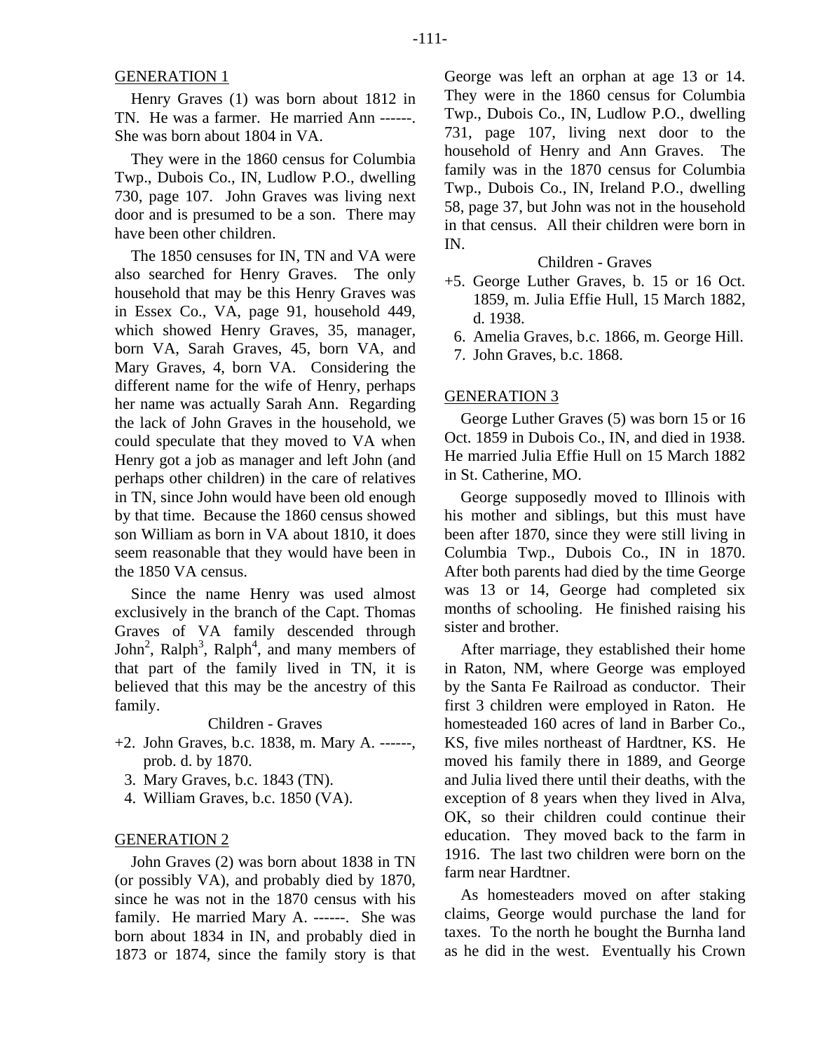GENERATION 1

Henry Graves (1) was born about 1812 in TN. He was a farmer. He married Ann ------. She was born about 1804 in VA.

They were in the 1860 census for Columbia Twp., Dubois Co., IN, Ludlow P.O., dwelling 730, page 107. John Graves was living next door and is presumed to be a son. There may have been other children.

The 1850 censuses for IN, TN and VA were also searched for Henry Graves. The only household that may be this Henry Graves was in Essex Co., VA, page 91, household 449, which showed Henry Graves, 35, manager, born VA, Sarah Graves, 45, born VA, and Mary Graves, 4, born VA. Considering the different name for the wife of Henry, perhaps her name was actually Sarah Ann. Regarding the lack of John Graves in the household, we could speculate that they moved to VA when Henry got a job as manager and left John (and perhaps other children) in the care of relatives in TN, since John would have been old enough by that time. Because the 1860 census showed son William as born in VA about 1810, it does seem reasonable that they would have been in the 1850 VA census.

Since the name Henry was used almost exclusively in the branch of the Capt. Thomas Graves of VA family descended through John[2], Ralph[3], Ralph[4], and many members of that part of the family lived in TN, it is believed that this may be the ancestry of this family.

Children - Graves

+2. John Graves, b.c. 1838, m. Mary A. ------, prob. d. by 1870.
3. Mary Graves, b.c. 1843 (TN).
4. William Graves, b.c. 1850 (VA).

GENERATION 2

John Graves (2) was born about 1838 in TN (or possibly VA), and probably died by 1870, since he was not in the 1870 census with his family. He married Mary A. ------. She was born about 1834 in IN, and probably died in 1873 or 1874, since the family story is that George was left an orphan at age 13 or 14. They were in the 1860 census for Columbia Twp., Dubois Co., IN, Ludlow P.O., dwelling 731, page 107, living next door to the household of Henry and Ann Graves. The family was in the 1870 census for Columbia Twp., Dubois Co., IN, Ireland P.O., dwelling 58, page 37, but John was not in the household in that census. All their children were born in IN.

Children - Graves

+5. George Luther Graves, b. 15 or 16 Oct. 1859, m. Julia Effie Hull, 15 March 1882, d. 1938.
6. Amelia Graves, b.c. 1866, m. George Hill.
7. John Graves, b.c. 1868.

GENERATION 3

George Luther Graves (5) was born 15 or 16 Oct. 1859 in Dubois Co., IN, and died in 1938. He married Julia Effie Hull on 15 March 1882 in St. Catherine, MO.

George supposedly moved to Illinois with his mother and siblings, but this must have been after 1870, since they were still living in Columbia Twp., Dubois Co., IN in 1870. After both parents had died by the time George was 13 or 14, George had completed six months of schooling. He finished raising his sister and brother.

After marriage, they established their home in Raton, NM, where George was employed by the Santa Fe Railroad as conductor. Their first 3 children were employed in Raton. He homesteaded 160 acres of land in Barber Co., KS, five miles northeast of Hardtner, KS. He moved his family there in 1889, and George and Julia lived there until their deaths, with the exception of 8 years when they lived in Alva, OK, so their children could continue their education. They moved back to the farm in 1916. The last two children were born on the farm near Hardtner.

As homesteaders moved on after staking claims, George would purchase the land for taxes. To the north he bought the Burnha land as he did in the west. Eventually his Crown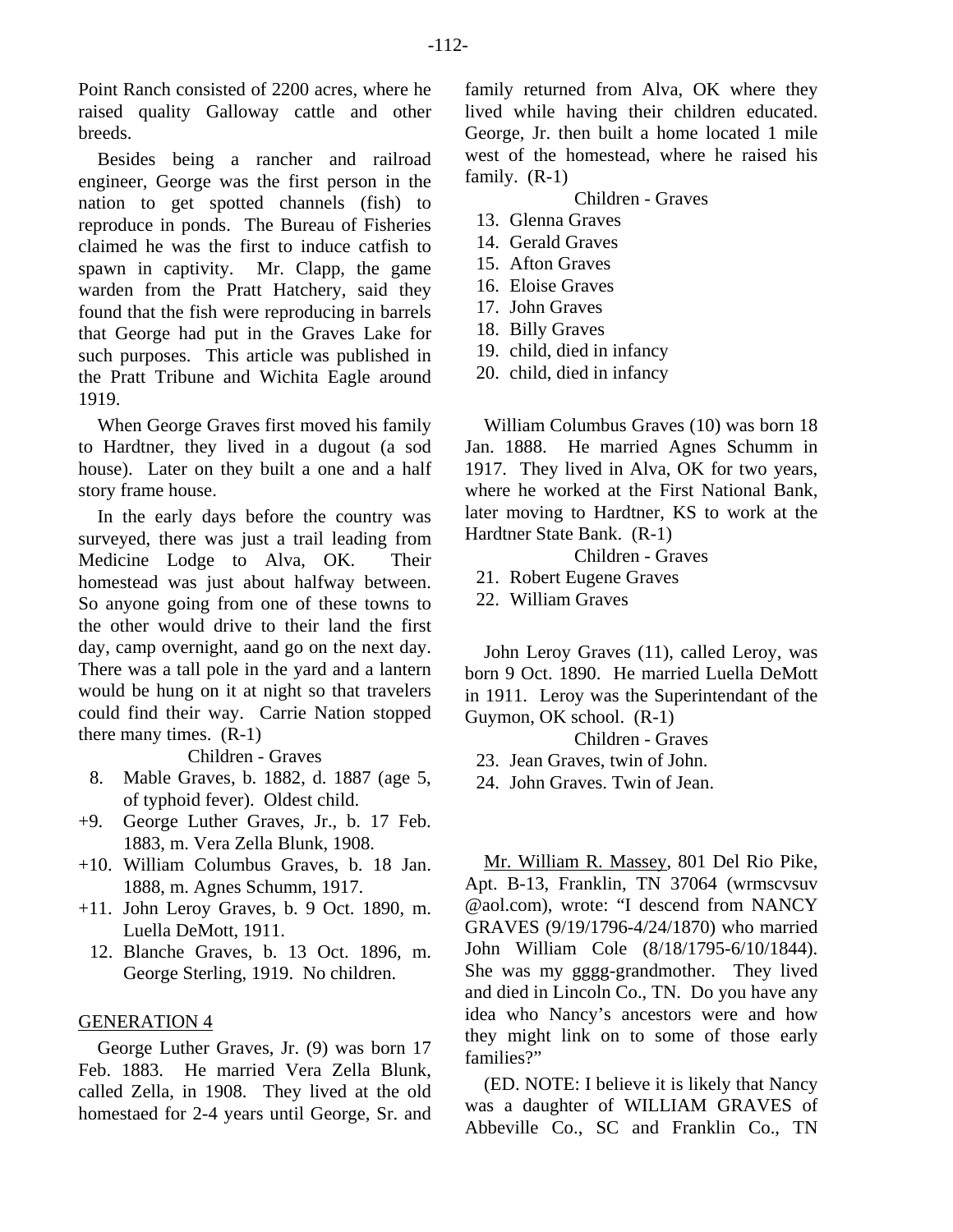Point Ranch consisted of 2200 acres, where he raised quality Galloway cattle and other breeds.

Besides being a rancher and railroad engineer, George was the first person in the nation to get spotted channels (fish) to reproduce in ponds. The Bureau of Fisheries claimed he was the first to induce catfish to spawn in captivity. Mr. Clapp, the game warden from the Pratt Hatchery, said they found that the fish were reproducing in barrels that George had put in the Graves Lake for such purposes. This article was published in the Pratt Tribune and Wichita Eagle around 1919.

When George Graves first moved his family to Hardtner, they lived in a dugout (a sod house). Later on they built a one and a half story frame house.

In the early days before the country was surveyed, there was just a trail leading from Medicine Lodge to Alva, OK. Their homestead was just about halfway between. So anyone going from one of these towns to the other would drive to their land the first day, camp overnight, aand go on the next day. There was a tall pole in the yard and a lantern would be hung on it at night so that travelers could find their way. Carrie Nation stopped there many times. (R-1)

Children - Graves

8. Mable Graves, b. 1882, d. 1887 (age 5, of typhoid fever). Oldest child.
+9. George Luther Graves, Jr., b. 17 Feb. 1883, m. Vera Zella Blunk, 1908.
+10. William Columbus Graves, b. 18 Jan. 1888, m. Agnes Schumm, 1917.
+11. John Leroy Graves, b. 9 Oct. 1890, m. Luella DeMott, 1911.
12. Blanche Graves, b. 13 Oct. 1896, m. George Sterling, 1919. No children.

<u>GENERATION 4</u>

George Luther Graves, Jr. (9) was born 17 Feb. 1883. He married Vera Zella Blunk, called Zella, in 1908. They lived at the old homestaed for 2-4 years until George, Sr. and family returned from Alva, OK where they lived while having their children educated. George, Jr. then built a home located 1 mile west of the homestead, where he raised his family. (R-1)

Children - Graves

13. Glenna Graves
14. Gerald Graves
15. Afton Graves
16. Eloise Graves
17. John Graves
18. Billy Graves
19. child, died in infancy
20. child, died in infancy

William Columbus Graves (10) was born 18 Jan. 1888. He married Agnes Schumm in 1917. They lived in Alva, OK for two years, where he worked at the First National Bank, later moving to Hardtner, KS to work at the Hardtner State Bank. (R-1)

Children - Graves

21. Robert Eugene Graves
22. William Graves

John Leroy Graves (11), called Leroy, was born 9 Oct. 1890. He married Luella DeMott in 1911. Leroy was the Superintendant of the Guymon, OK school. (R-1)

Children - Graves

23. Jean Graves, twin of John.
24. John Graves. Twin of Jean.

<u>Mr. William R. Massey</u>, 801 Del Rio Pike, Apt. B-13, Franklin, TN 37064 (wrmscvsuv @aol.com), wrote: "I descend from NANCY GRAVES (9/19/1796-4/24/1870) who married John William Cole (8/18/1795-6/10/1844). She was my gggg-grandmother. They lived and died in Lincoln Co., TN. Do you have any idea who Nancy's ancestors were and how they might link on to some of those early families?"

(ED. NOTE: I believe it is likely that Nancy was a daughter of WILLIAM GRAVES of Abbeville Co., SC and Franklin Co., TN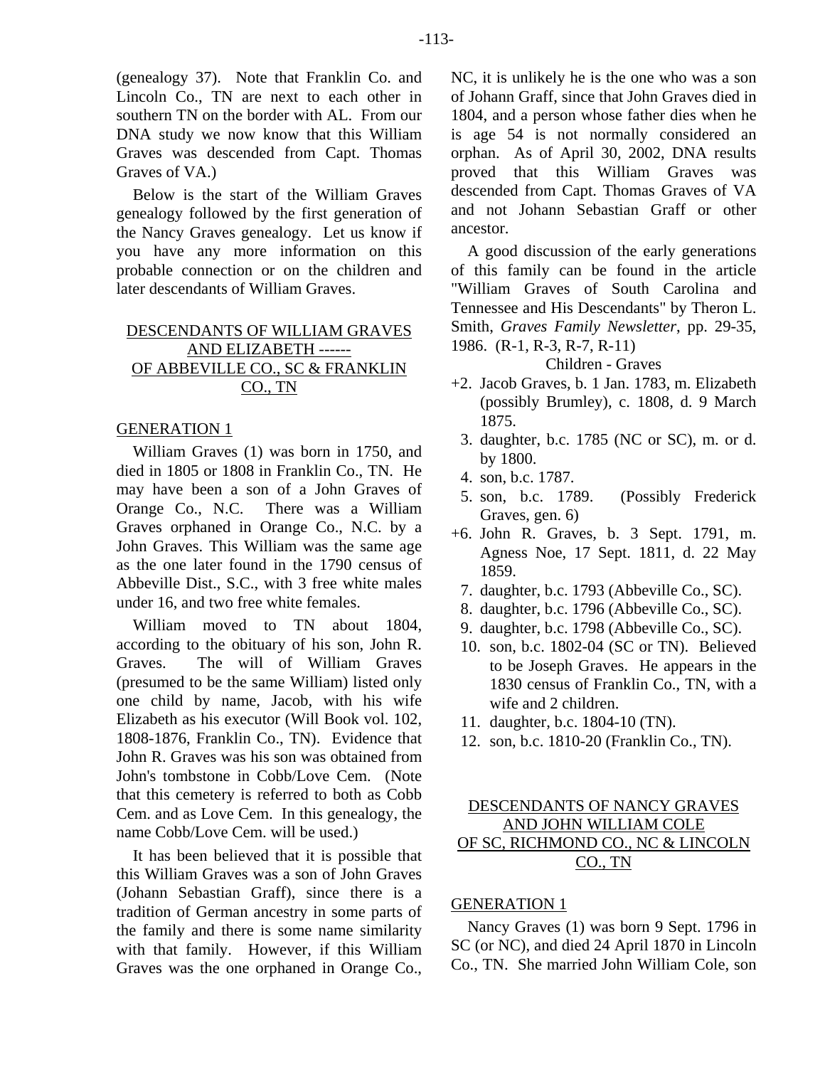(genealogy 37). Note that Franklin Co. and Lincoln Co., TN are next to each other in southern TN on the border with AL. From our DNA study we now know that this William Graves was descended from Capt. Thomas Graves of VA.)

Below is the start of the William Graves genealogy followed by the first generation of the Nancy Graves genealogy. Let us know if you have any more information on this probable connection or on the children and later descendants of William Graves.

## DESCENDANTS OF WILLIAM GRAVES AND ELIZABETH ------ OF ABBEVILLE CO., SC & FRANKLIN CO., TN

### GENERATION 1

William Graves (1) was born in 1750, and died in 1805 or 1808 in Franklin Co., TN. He may have been a son of a John Graves of Orange Co., N.C. There was a William Graves orphaned in Orange Co., N.C. by a John Graves. This William was the same age as the one later found in the 1790 census of Abbeville Dist., S.C., with 3 free white males under 16, and two free white females.

William moved to TN about 1804, according to the obituary of his son, John R. Graves. The will of William Graves (presumed to be the same William) listed only one child by name, Jacob, with his wife Elizabeth as his executor (Will Book vol. 102, 1808-1876, Franklin Co., TN). Evidence that John R. Graves was his son was obtained from John's tombstone in Cobb/Love Cem. (Note that this cemetery is referred to both as Cobb Cem. and as Love Cem. In this genealogy, the name Cobb/Love Cem. will be used.)

It has been believed that it is possible that this William Graves was a son of John Graves (Johann Sebastian Graff), since there is a tradition of German ancestry in some parts of the family and there is some name similarity with that family. However, if this William Graves was the one orphaned in Orange Co., NC, it is unlikely he is the one who was a son of Johann Graff, since that John Graves died in 1804, and a person whose father dies when he is age 54 is not normally considered an orphan. As of April 30, 2002, DNA results proved that this William Graves was descended from Capt. Thomas Graves of VA and not Johann Sebastian Graff or other ancestor.

A good discussion of the early generations of this family can be found in the article "William Graves of South Carolina and Tennessee and His Descendants" by Theron L. Smith, *Graves Family Newsletter*, pp. 29-35, 1986. (R-1, R-3, R-7, R-11)

Children - Graves

+2. Jacob Graves, b. 1 Jan. 1783, m. Elizabeth (possibly Brumley), c. 1808, d. 9 March 1875.
3. daughter, b.c. 1785 (NC or SC), m. or d. by 1800.
4. son, b.c. 1787.
5. son, b.c. 1789. (Possibly Frederick Graves, gen. 6)
+6. John R. Graves, b. 3 Sept. 1791, m. Agness Noe, 17 Sept. 1811, d. 22 May 1859.
7. daughter, b.c. 1793 (Abbeville Co., SC).
8. daughter, b.c. 1796 (Abbeville Co., SC).
9. daughter, b.c. 1798 (Abbeville Co., SC).
10. son, b.c. 1802-04 (SC or TN). Believed to be Joseph Graves. He appears in the 1830 census of Franklin Co., TN, with a wife and 2 children.
11. daughter, b.c. 1804-10 (TN).
12. son, b.c. 1810-20 (Franklin Co., TN).

## DESCENDANTS OF NANCY GRAVES AND JOHN WILLIAM COLE OF SC, RICHMOND CO., NC & LINCOLN CO., TN

### GENERATION 1

Nancy Graves (1) was born 9 Sept. 1796 in SC (or NC), and died 24 April 1870 in Lincoln Co., TN. She married John William Cole, son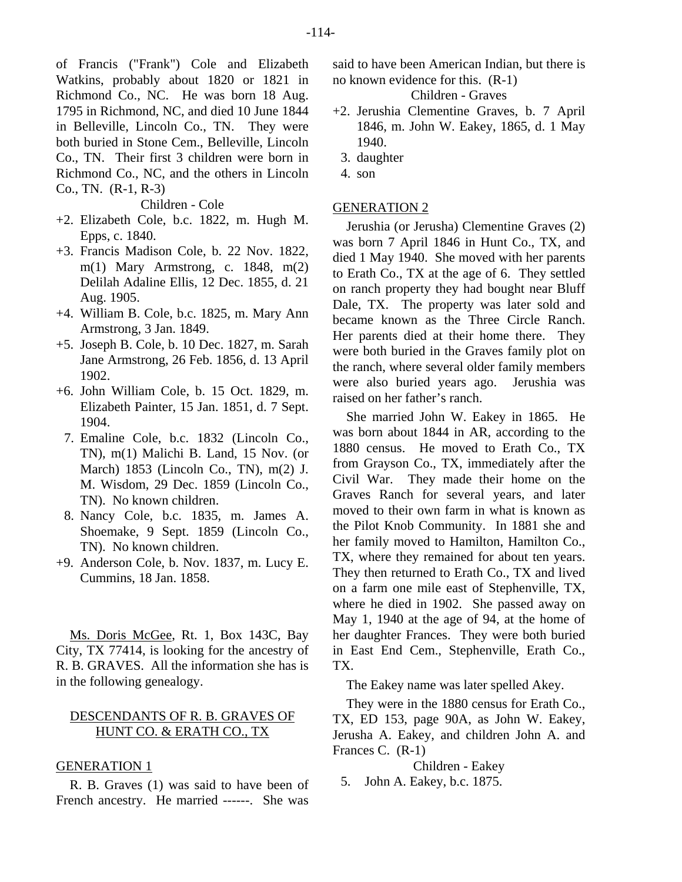of Francis ("Frank") Cole and Elizabeth Watkins, probably about 1820 or 1821 in Richmond Co., NC. He was born 18 Aug. 1795 in Richmond, NC, and died 10 June 1844 in Belleville, Lincoln Co., TN. They were both buried in Stone Cem., Belleville, Lincoln Co., TN. Their first 3 children were born in Richmond Co., NC, and the others in Lincoln Co., TN. (R-1, R-3)

Children - Cole

+2. Elizabeth Cole, b.c. 1822, m. Hugh M. Epps, c. 1840.
+3. Francis Madison Cole, b. 22 Nov. 1822, m(1) Mary Armstrong, c. 1848, m(2) Delilah Adaline Ellis, 12 Dec. 1855, d. 21 Aug. 1905.
+4. William B. Cole, b.c. 1825, m. Mary Ann Armstrong, 3 Jan. 1849.
+5. Joseph B. Cole, b. 10 Dec. 1827, m. Sarah Jane Armstrong, 26 Feb. 1856, d. 13 April 1902.
+6. John William Cole, b. 15 Oct. 1829, m. Elizabeth Painter, 15 Jan. 1851, d. 7 Sept. 1904.
7. Emaline Cole, b.c. 1832 (Lincoln Co., TN), m(1) Malichi B. Land, 15 Nov. (or March) 1853 (Lincoln Co., TN), m(2) J. M. Wisdom, 29 Dec. 1859 (Lincoln Co., TN). No known children.
8. Nancy Cole, b.c. 1835, m. James A. Shoemake, 9 Sept. 1859 (Lincoln Co., TN). No known children.
+9. Anderson Cole, b. Nov. 1837, m. Lucy E. Cummins, 18 Jan. 1858.

Ms. Doris McGee, Rt. 1, Box 143C, Bay City, TX 77414, is looking for the ancestry of R. B. GRAVES. All the information she has is in the following genealogy.

## DESCENDANTS OF R. B. GRAVES OF HUNT CO. & ERATH CO., TX

### GENERATION 1

R. B. Graves (1) was said to have been of French ancestry. He married ------. She was said to have been American Indian, but there is no known evidence for this. (R-1)

Children - Graves

+2. Jerushia Clementine Graves, b. 7 April 1846, m. John W. Eakey, 1865, d. 1 May 1940.
3. daughter
4. son

### GENERATION 2

Jerushia (or Jerusha) Clementine Graves (2) was born 7 April 1846 in Hunt Co., TX, and died 1 May 1940. She moved with her parents to Erath Co., TX at the age of 6. They settled on ranch property they had bought near Bluff Dale, TX. The property was later sold and became known as the Three Circle Ranch. Her parents died at their home there. They were both buried in the Graves family plot on the ranch, where several older family members were also buried years ago. Jerushia was raised on her father's ranch.

She married John W. Eakey in 1865. He was born about 1844 in AR, according to the 1880 census. He moved to Erath Co., TX from Grayson Co., TX, immediately after the Civil War. They made their home on the Graves Ranch for several years, and later moved to their own farm in what is known as the Pilot Knob Community. In 1881 she and her family moved to Hamilton, Hamilton Co., TX, where they remained for about ten years. They then returned to Erath Co., TX and lived on a farm one mile east of Stephenville, TX, where he died in 1902. She passed away on May 1, 1940 at the age of 94, at the home of her daughter Frances. They were both buried in East End Cem., Stephenville, Erath Co., TX.

The Eakey name was later spelled Akey.

They were in the 1880 census for Erath Co., TX, ED 153, page 90A, as John W. Eakey, Jerusha A. Eakey, and children John A. and Frances C. (R-1)

Children - Eakey

5. John A. Eakey, b.c. 1875.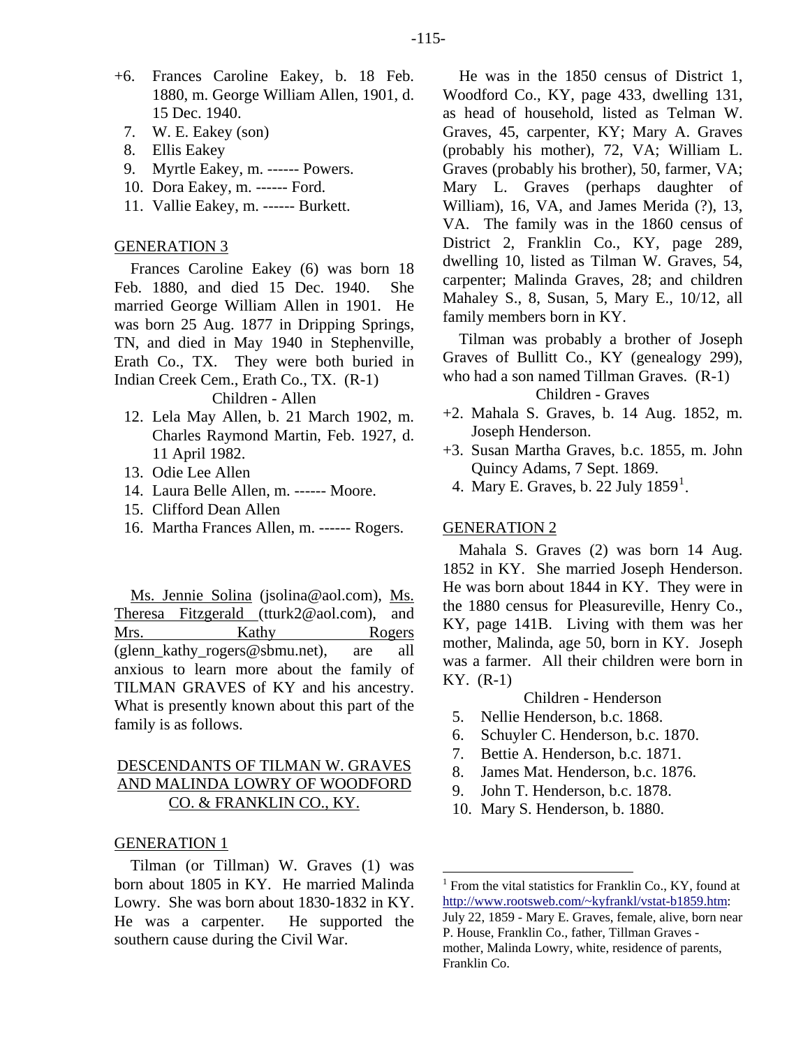+6. Frances Caroline Eakey, b. 18 Feb. 1880, m. George William Allen, 1901, d. 15 Dec. 1940.
7. W. E. Eakey (son)
8. Ellis Eakey
9. Myrtle Eakey, m. ------ Powers.
10. Dora Eakey, m. ------ Ford.
11. Vallie Eakey, m. ------ Burkett.

GENERATION 3

Frances Caroline Eakey (6) was born 18 Feb. 1880, and died 15 Dec. 1940. She married George William Allen in 1901. He was born 25 Aug. 1877 in Dripping Springs, TN, and died in May 1940 in Stephenville, Erath Co., TX. They were both buried in Indian Creek Cem., Erath Co., TX. (R-1)

Children - Allen

12. Lela May Allen, b. 21 March 1902, m. Charles Raymond Martin, Feb. 1927, d. 11 April 1982.
13. Odie Lee Allen
14. Laura Belle Allen, m. ------ Moore.
15. Clifford Dean Allen
16. Martha Frances Allen, m. ------ Rogers.

Ms. Jennie Solina (jsolina@aol.com), Ms. Theresa Fitzgerald (tturk2@aol.com), and Mrs. Kathy Rogers (glenn_kathy_rogers@sbmu.net), are all anxious to learn more about the family of TILMAN GRAVES of KY and his ancestry. What is presently known about this part of the family is as follows.

DESCENDANTS OF TILMAN W. GRAVES AND MALINDA LOWRY OF WOODFORD CO. & FRANKLIN CO., KY.

GENERATION 1

Tilman (or Tillman) W. Graves (1) was born about 1805 in KY. He married Malinda Lowry. She was born about 1830-1832 in KY. He was a carpenter. He supported the southern cause during the Civil War.

He was in the 1850 census of District 1, Woodford Co., KY, page 433, dwelling 131, as head of household, listed as Telman W. Graves, 45, carpenter, KY; Mary A. Graves (probably his mother), 72, VA; William L. Graves (probably his brother), 50, farmer, VA; Mary L. Graves (perhaps daughter of William), 16, VA, and James Merida (?), 13, VA. The family was in the 1860 census of District 2, Franklin Co., KY, page 289, dwelling 10, listed as Tilman W. Graves, 54, carpenter; Malinda Graves, 28; and children Mahaley S., 8, Susan, 5, Mary E., 10/12, all family members born in KY.

Tilman was probably a brother of Joseph Graves of Bullitt Co., KY (genealogy 299), who had a son named Tillman Graves. (R-1)

Children - Graves

+2. Mahala S. Graves, b. 14 Aug. 1852, m. Joseph Henderson.
+3. Susan Martha Graves, b.c. 1855, m. John Quincy Adams, 7 Sept. 1869.
4. Mary E. Graves, b. 22 July 1859[1].

GENERATION 2

Mahala S. Graves (2) was born 14 Aug. 1852 in KY. She married Joseph Henderson. He was born about 1844 in KY. They were in the 1880 census for Pleasureville, Henry Co., KY, page 141B. Living with them was her mother, Malinda, age 50, born in KY. Joseph was a farmer. All their children were born in KY. (R-1)

Children - Henderson

5. Nellie Henderson, b.c. 1868.
6. Schuyler C. Henderson, b.c. 1870.
7. Bettie A. Henderson, b.c. 1871.
8. James Mat. Henderson, b.c. 1876.
9. John T. Henderson, b.c. 1878.
10. Mary S. Henderson, b. 1880.

---

[1] From the vital statistics for Franklin Co., KY, found at http://www.rootsweb.com/~kyfrankl/vstat-b1859.htm: July 22, 1859 - Mary E. Graves, female, alive, born near P. House, Franklin Co., father, Tillman Graves - mother, Malinda Lowry, white, residence of parents, Franklin Co.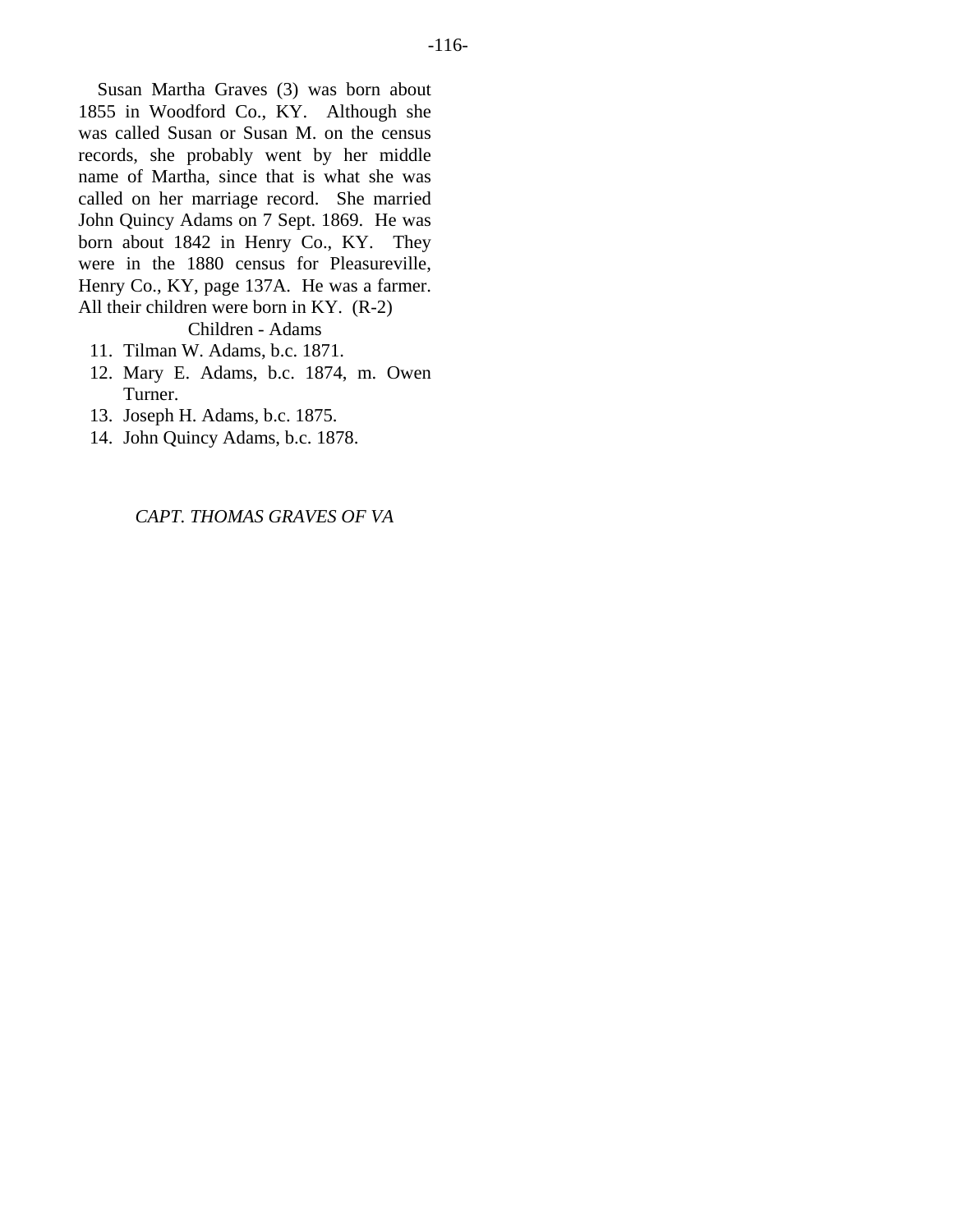Susan Martha Graves (3) was born about 1855 in Woodford Co., KY. Although she was called Susan or Susan M. on the census records, she probably went by her middle name of Martha, since that is what she was called on her marriage record. She married John Quincy Adams on 7 Sept. 1869. He was born about 1842 in Henry Co., KY. They were in the 1880 census for Pleasureville, Henry Co., KY, page 137A. He was a farmer. All their children were born in KY. (R-2)

Children - Adams

11. Tilman W. Adams, b.c. 1871.
12. Mary E. Adams, b.c. 1874, m. Owen Turner.
13. Joseph H. Adams, b.c. 1875.
14. John Quincy Adams, b.c. 1878.